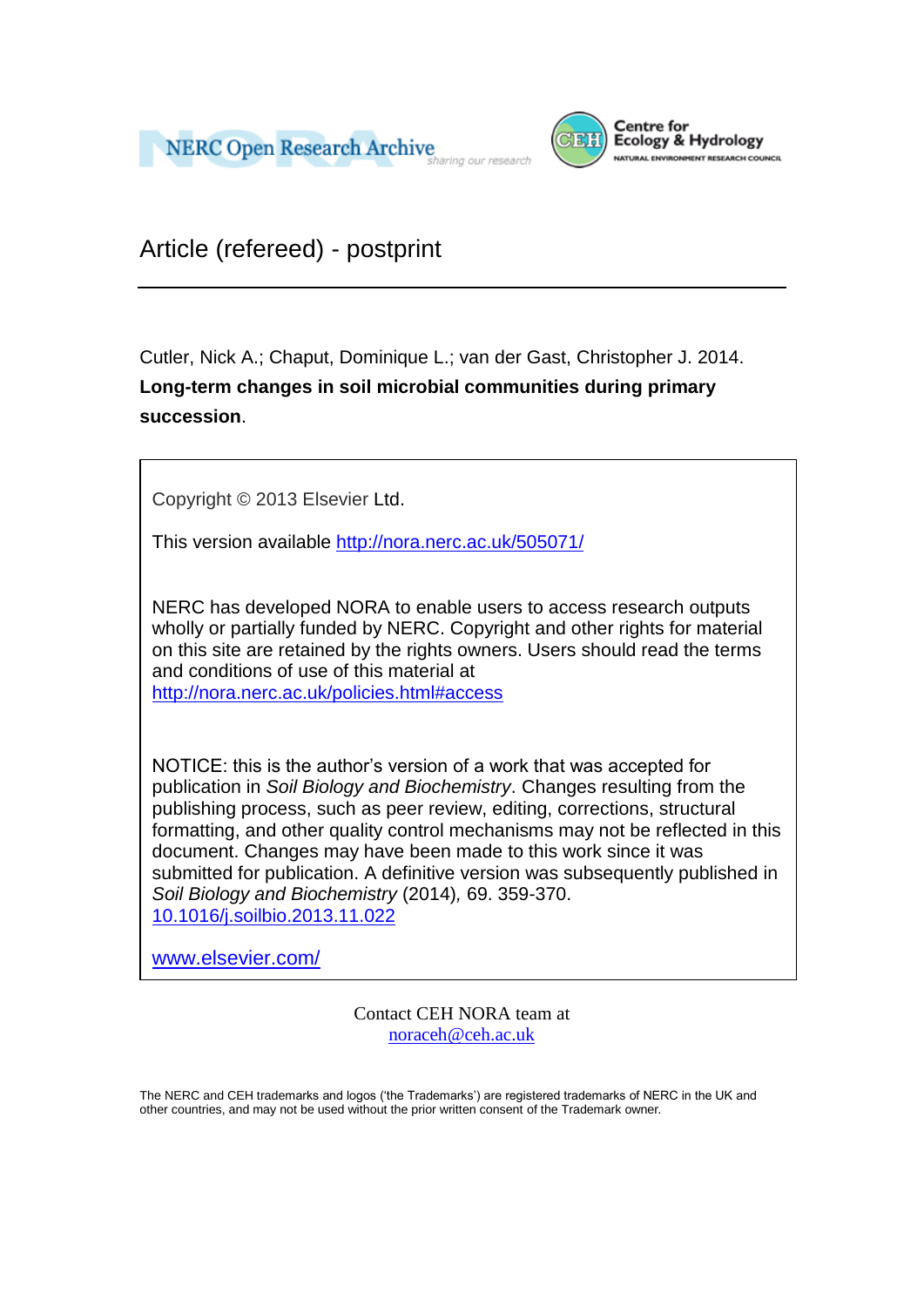NERC Open Research Archive

Centre for Ecology & Hydrology
NATURAL ENVIRONMENT RESEARCH COUNCIL

# Article (refereed) - postprint

Cutler, Nick A.; Chaput, Dominique L.; van der Gast, Christopher J. 2014. **Long-term changes in soil microbial communities during primary succession**.

Copyright © 2013 Elsevier Ltd.

This version available http://nora.nerc.ac.uk/505071/

NERC has developed NORA to enable users to access research outputs wholly or partially funded by NERC. Copyright and other rights for material on this site are retained by the rights owners. Users should read the terms and conditions of use of this material at http://nora.nerc.ac.uk/policies.html#access

NOTICE: this is the author's version of a work that was accepted for publication in *Soil Biology and Biochemistry*. Changes resulting from the publishing process, such as peer review, editing, corrections, structural formatting, and other quality control mechanisms may not be reflected in this document. Changes may have been made to this work since it was submitted for publication. A definitive version was subsequently published in *Soil Biology and Biochemistry* (2014)*,* 69. 359-370. 10.1016/j.soilbio.2013.11.022

www.elsevier.com/

Contact CEH NORA team at
noraceh@ceh.ac.uk

The NERC and CEH trademarks and logos ('the Trademarks') are registered trademarks of NERC in the UK and other countries, and may not be used without the prior written consent of the Trademark owner.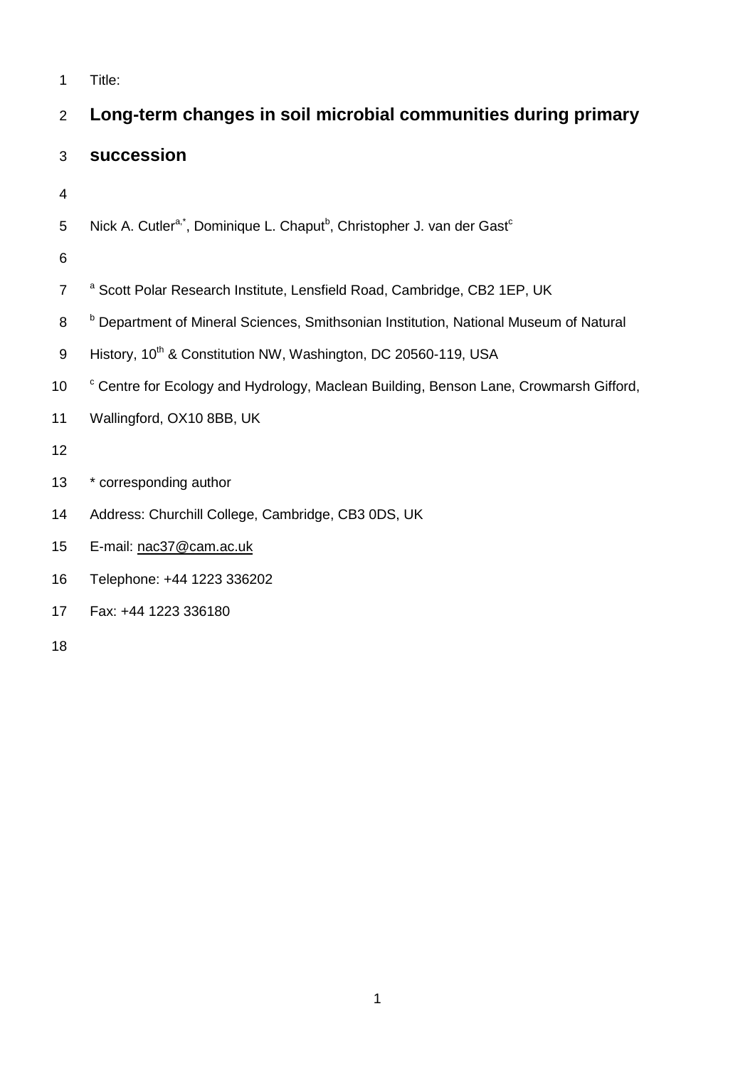Title:

# Long-term changes in soil microbial communities during primary succession

Nick A. Cutler[a,*], Dominique L. Chaput[b], Christopher J. van der Gast[c]

[a] Scott Polar Research Institute, Lensfield Road, Cambridge, CB2 1EP, UK

[b] Department of Mineral Sciences, Smithsonian Institution, National Museum of Natural History, 10th & Constitution NW, Washington, DC 20560-119, USA

[c] Centre for Ecology and Hydrology, Maclean Building, Benson Lane, Crowmarsh Gifford, Wallingford, OX10 8BB, UK

\* corresponding author

Address: Churchill College, Cambridge, CB3 0DS, UK

E-mail: nac37@cam.ac.uk

Telephone: +44 1223 336202

Fax: +44 1223 336180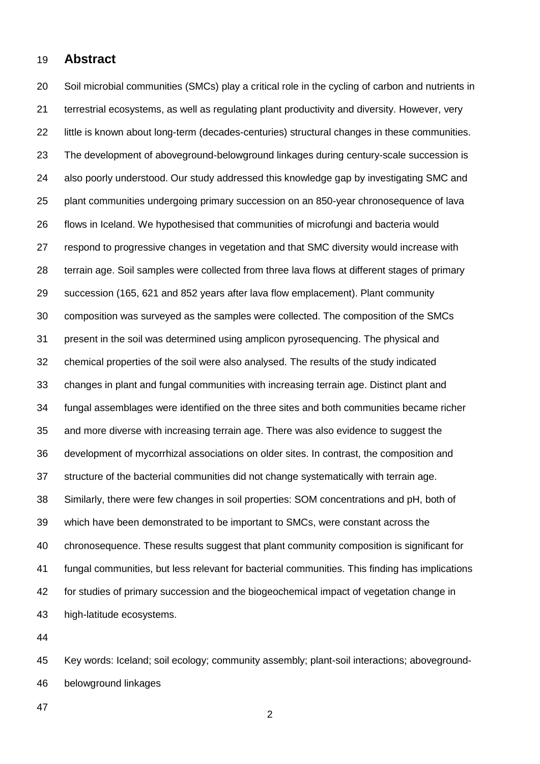## Abstract

Soil microbial communities (SMCs) play a critical role in the cycling of carbon and nutrients in terrestrial ecosystems, as well as regulating plant productivity and diversity. However, very little is known about long-term (decades-centuries) structural changes in these communities. The development of aboveground-belowground linkages during century-scale succession is also poorly understood. Our study addressed this knowledge gap by investigating SMC and plant communities undergoing primary succession on an 850-year chronosequence of lava flows in Iceland. We hypothesised that communities of microfungi and bacteria would respond to progressive changes in vegetation and that SMC diversity would increase with terrain age. Soil samples were collected from three lava flows at different stages of primary succession (165, 621 and 852 years after lava flow emplacement). Plant community composition was surveyed as the samples were collected. The composition of the SMCs present in the soil was determined using amplicon pyrosequencing. The physical and chemical properties of the soil were also analysed. The results of the study indicated changes in plant and fungal communities with increasing terrain age. Distinct plant and fungal assemblages were identified on the three sites and both communities became richer and more diverse with increasing terrain age. There was also evidence to suggest the development of mycorrhizal associations on older sites. In contrast, the composition and structure of the bacterial communities did not change systematically with terrain age. Similarly, there were few changes in soil properties: SOM concentrations and pH, both of which have been demonstrated to be important to SMCs, were constant across the chronosequence. These results suggest that plant community composition is significant for fungal communities, but less relevant for bacterial communities. This finding has implications for studies of primary succession and the biogeochemical impact of vegetation change in high-latitude ecosystems.

Key words: Iceland; soil ecology; community assembly; plant-soil interactions; aboveground-belowground linkages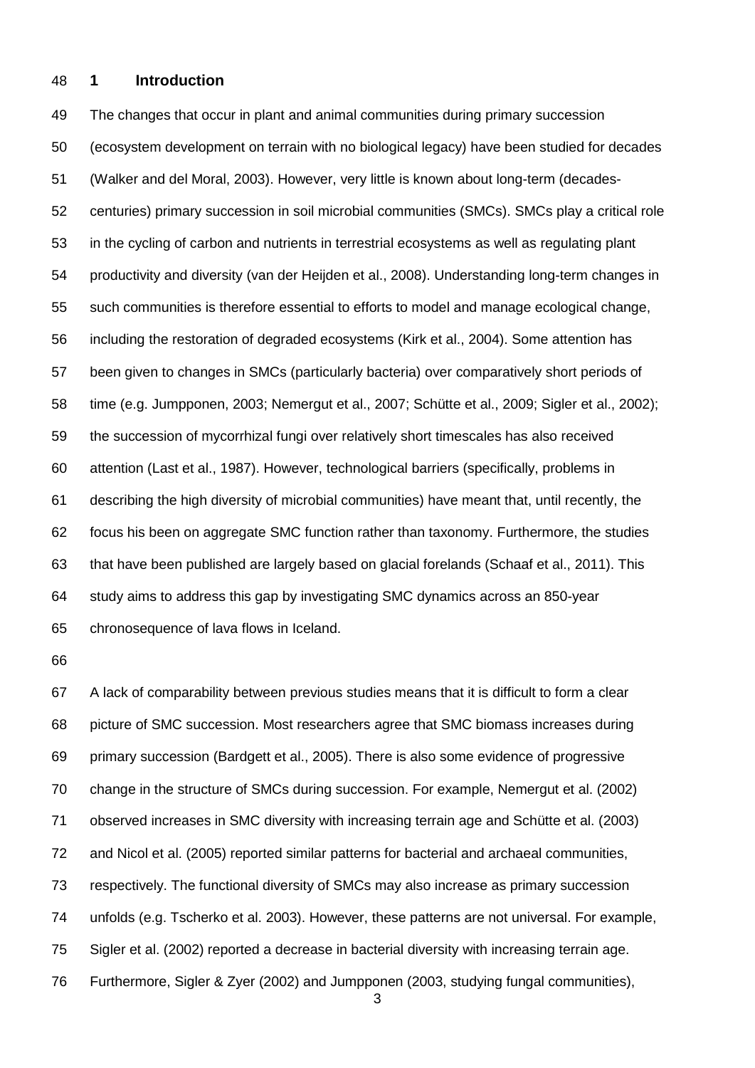# 1 Introduction

The changes that occur in plant and animal communities during primary succession (ecosystem development on terrain with no biological legacy) have been studied for decades (Walker and del Moral, 2003). However, very little is known about long-term (decades-centuries) primary succession in soil microbial communities (SMCs). SMCs play a critical role in the cycling of carbon and nutrients in terrestrial ecosystems as well as regulating plant productivity and diversity (van der Heijden et al., 2008). Understanding long-term changes in such communities is therefore essential to efforts to model and manage ecological change, including the restoration of degraded ecosystems (Kirk et al., 2004). Some attention has been given to changes in SMCs (particularly bacteria) over comparatively short periods of time (e.g. Jumpponen, 2003; Nemergut et al., 2007; Schütte et al., 2009; Sigler et al., 2002); the succession of mycorrhizal fungi over relatively short timescales has also received attention (Last et al., 1987). However, technological barriers (specifically, problems in describing the high diversity of microbial communities) have meant that, until recently, the focus his been on aggregate SMC function rather than taxonomy. Furthermore, the studies that have been published are largely based on glacial forelands (Schaaf et al., 2011). This study aims to address this gap by investigating SMC dynamics across an 850-year chronosequence of lava flows in Iceland.

A lack of comparability between previous studies means that it is difficult to form a clear picture of SMC succession. Most researchers agree that SMC biomass increases during primary succession (Bardgett et al., 2005). There is also some evidence of progressive change in the structure of SMCs during succession. For example, Nemergut et al. (2002) observed increases in SMC diversity with increasing terrain age and Schütte et al. (2003) and Nicol et al. (2005) reported similar patterns for bacterial and archaeal communities, respectively. The functional diversity of SMCs may also increase as primary succession unfolds (e.g. Tscherko et al. 2003). However, these patterns are not universal. For example, Sigler et al. (2002) reported a decrease in bacterial diversity with increasing terrain age. Furthermore, Sigler & Zyer (2002) and Jumpponen (2003, studying fungal communities),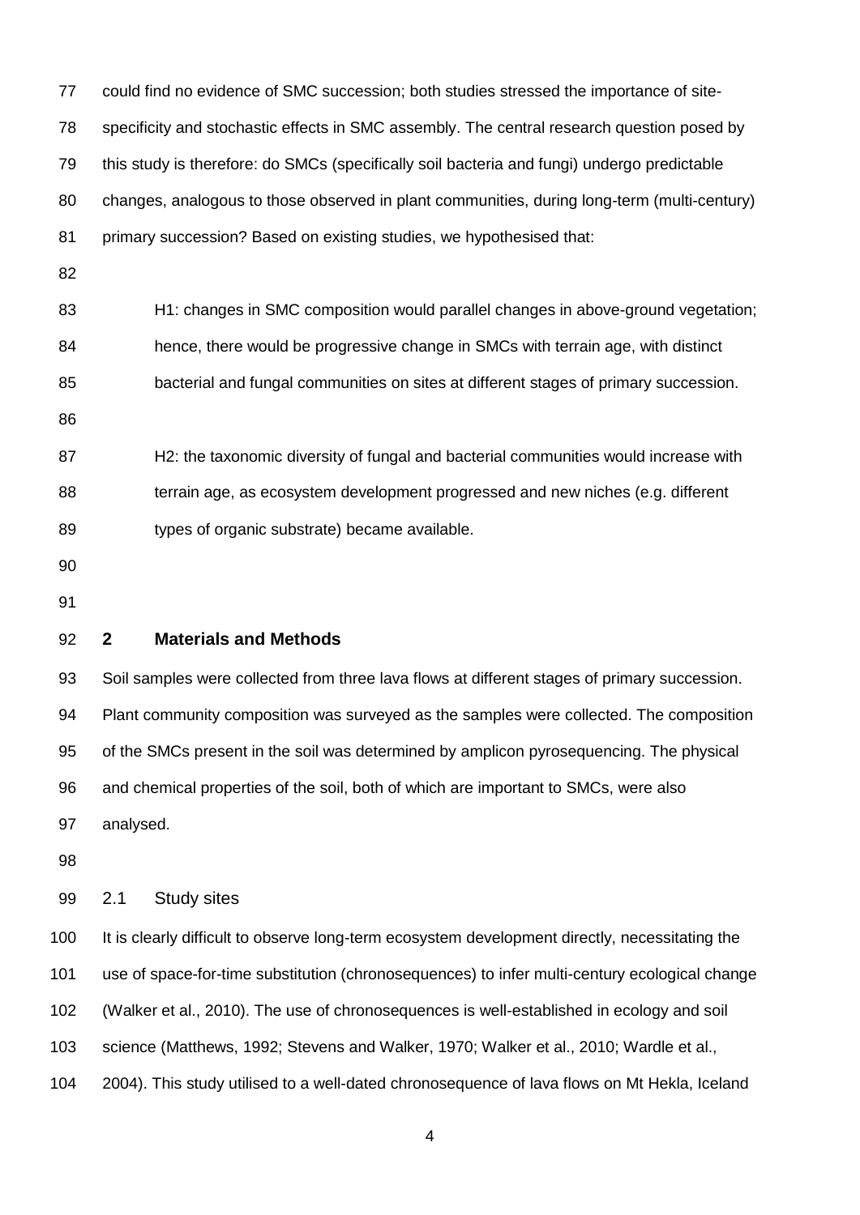could find no evidence of SMC succession; both studies stressed the importance of site-specificity and stochastic effects in SMC assembly. The central research question posed by this study is therefore: do SMCs (specifically soil bacteria and fungi) undergo predictable changes, analogous to those observed in plant communities, during long-term (multi-century) primary succession? Based on existing studies, we hypothesised that:

> H1: changes in SMC composition would parallel changes in above-ground vegetation; hence, there would be progressive change in SMCs with terrain age, with distinct bacterial and fungal communities on sites at different stages of primary succession.

> H2: the taxonomic diversity of fungal and bacterial communities would increase with terrain age, as ecosystem development progressed and new niches (e.g. different types of organic substrate) became available.

## 2 Materials and Methods

Soil samples were collected from three lava flows at different stages of primary succession. Plant community composition was surveyed as the samples were collected. The composition of the SMCs present in the soil was determined by amplicon pyrosequencing. The physical and chemical properties of the soil, both of which are important to SMCs, were also analysed.

### 2.1 Study sites

It is clearly difficult to observe long-term ecosystem development directly, necessitating the use of space-for-time substitution (chronosequences) to infer multi-century ecological change (Walker et al., 2010). The use of chronosequences is well-established in ecology and soil science (Matthews, 1992; Stevens and Walker, 1970; Walker et al., 2010; Wardle et al., 2004). This study utilised to a well-dated chronosequence of lava flows on Mt Hekla, Iceland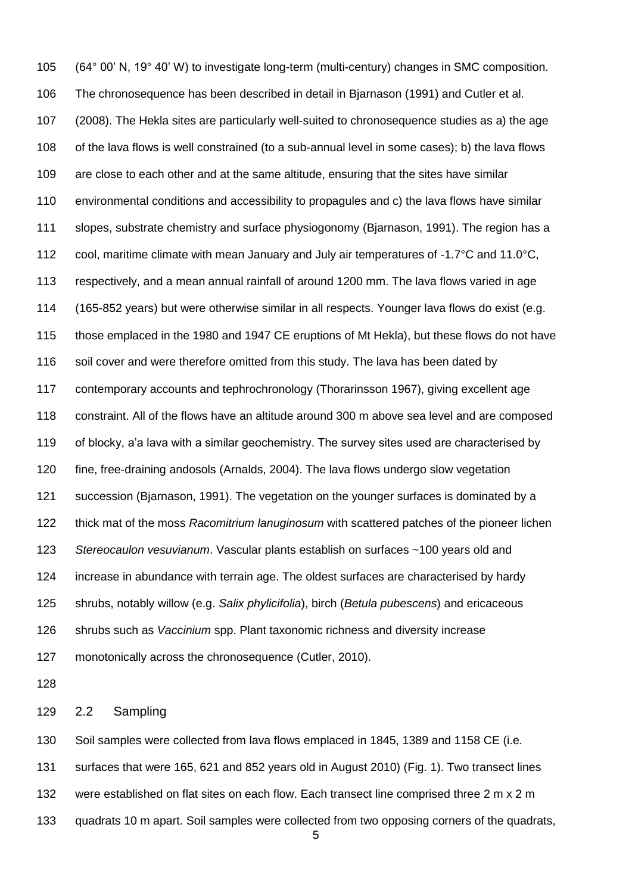(64° 00' N, 19° 40' W) to investigate long-term (multi-century) changes in SMC composition. The chronosequence has been described in detail in Bjarnason (1991) and Cutler et al. (2008). The Hekla sites are particularly well-suited to chronosequence studies as a) the age of the lava flows is well constrained (to a sub-annual level in some cases); b) the lava flows are close to each other and at the same altitude, ensuring that the sites have similar environmental conditions and accessibility to propagules and c) the lava flows have similar slopes, substrate chemistry and surface physiogonomy (Bjarnason, 1991). The region has a cool, maritime climate with mean January and July air temperatures of -1.7°C and 11.0°C, respectively, and a mean annual rainfall of around 1200 mm. The lava flows varied in age (165-852 years) but were otherwise similar in all respects. Younger lava flows do exist (e.g. those emplaced in the 1980 and 1947 CE eruptions of Mt Hekla), but these flows do not have soil cover and were therefore omitted from this study. The lava has been dated by contemporary accounts and tephrochronology (Thorarinsson 1967), giving excellent age constraint. All of the flows have an altitude around 300 m above sea level and are composed of blocky, a'a lava with a similar geochemistry. The survey sites used are characterised by fine, free-draining andosols (Arnalds, 2004). The lava flows undergo slow vegetation succession (Bjarnason, 1991). The vegetation on the younger surfaces is dominated by a thick mat of the moss *Racomitrium lanuginosum* with scattered patches of the pioneer lichen *Stereocaulon vesuvianum*. Vascular plants establish on surfaces ~100 years old and increase in abundance with terrain age. The oldest surfaces are characterised by hardy shrubs, notably willow (e.g. *Salix phylicifolia*), birch (*Betula pubescens*) and ericaceous shrubs such as *Vaccinium* spp. Plant taxonomic richness and diversity increase monotonically across the chronosequence (Cutler, 2010).

## 2.2 Sampling

Soil samples were collected from lava flows emplaced in 1845, 1389 and 1158 CE (i.e. surfaces that were 165, 621 and 852 years old in August 2010) (Fig. 1). Two transect lines were established on flat sites on each flow. Each transect line comprised three 2 m x 2 m quadrats 10 m apart. Soil samples were collected from two opposing corners of the quadrats,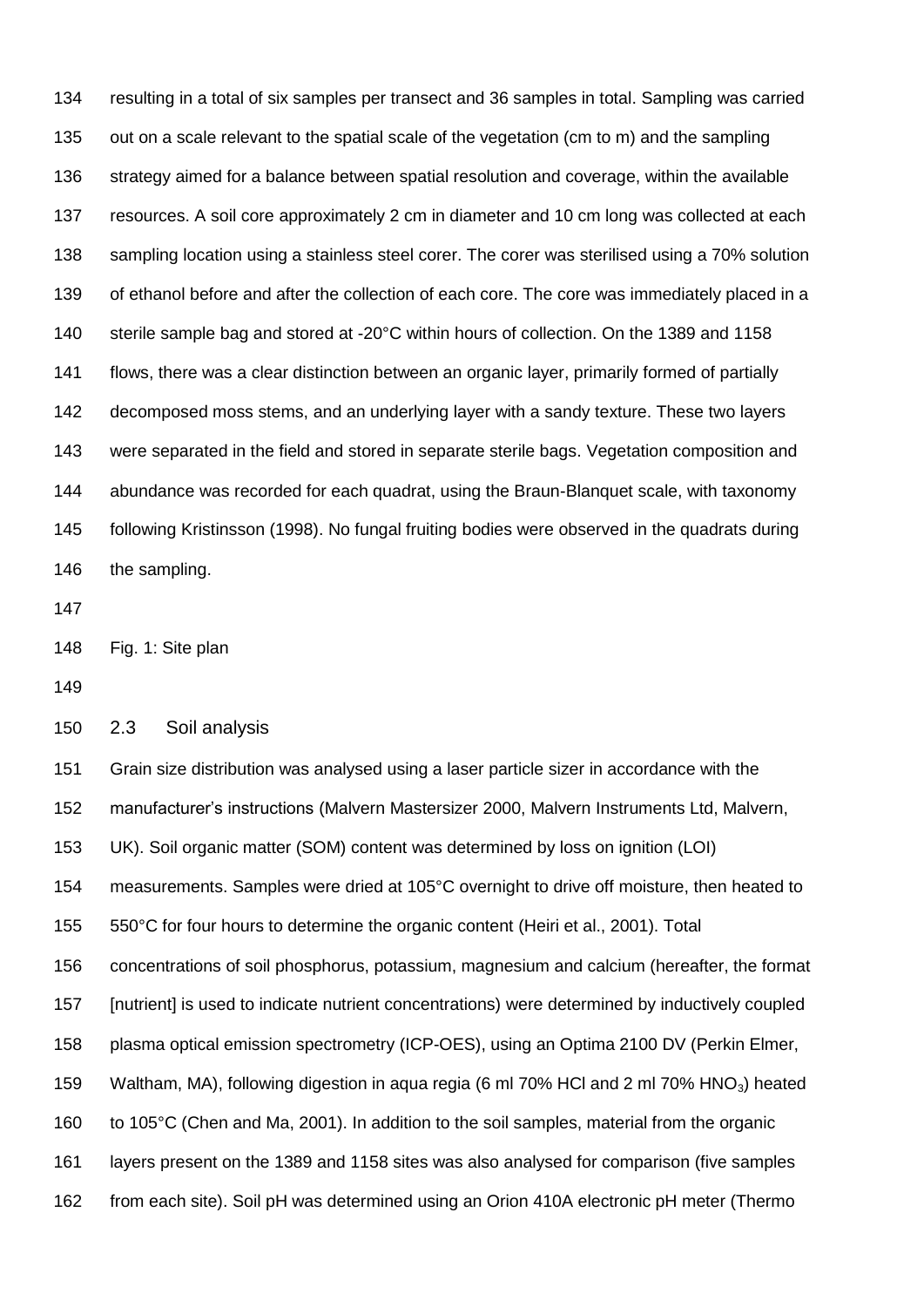resulting in a total of six samples per transect and 36 samples in total. Sampling was carried out on a scale relevant to the spatial scale of the vegetation (cm to m) and the sampling strategy aimed for a balance between spatial resolution and coverage, within the available resources. A soil core approximately 2 cm in diameter and 10 cm long was collected at each sampling location using a stainless steel corer. The corer was sterilised using a 70% solution of ethanol before and after the collection of each core. The core was immediately placed in a sterile sample bag and stored at -20°C within hours of collection. On the 1389 and 1158 flows, there was a clear distinction between an organic layer, primarily formed of partially decomposed moss stems, and an underlying layer with a sandy texture. These two layers were separated in the field and stored in separate sterile bags. Vegetation composition and abundance was recorded for each quadrat, using the Braun-Blanquet scale, with taxonomy following Kristinsson (1998). No fungal fruiting bodies were observed in the quadrats during the sampling.

Fig. 1: Site plan

## 2.3 Soil analysis

Grain size distribution was analysed using a laser particle sizer in accordance with the manufacturer's instructions (Malvern Mastersizer 2000, Malvern Instruments Ltd, Malvern, UK). Soil organic matter (SOM) content was determined by loss on ignition (LOI) measurements. Samples were dried at 105°C overnight to drive off moisture, then heated to 550°C for four hours to determine the organic content (Heiri et al., 2001). Total concentrations of soil phosphorus, potassium, magnesium and calcium (hereafter, the format [nutrient] is used to indicate nutrient concentrations) were determined by inductively coupled plasma optical emission spectrometry (ICP-OES), using an Optima 2100 DV (Perkin Elmer, Waltham, MA), following digestion in aqua regia (6 ml 70% HCl and 2 ml 70% $HNO_3$) heated to 105°C (Chen and Ma, 2001). In addition to the soil samples, material from the organic layers present on the 1389 and 1158 sites was also analysed for comparison (five samples from each site). Soil pH was determined using an Orion 410A electronic pH meter (Thermo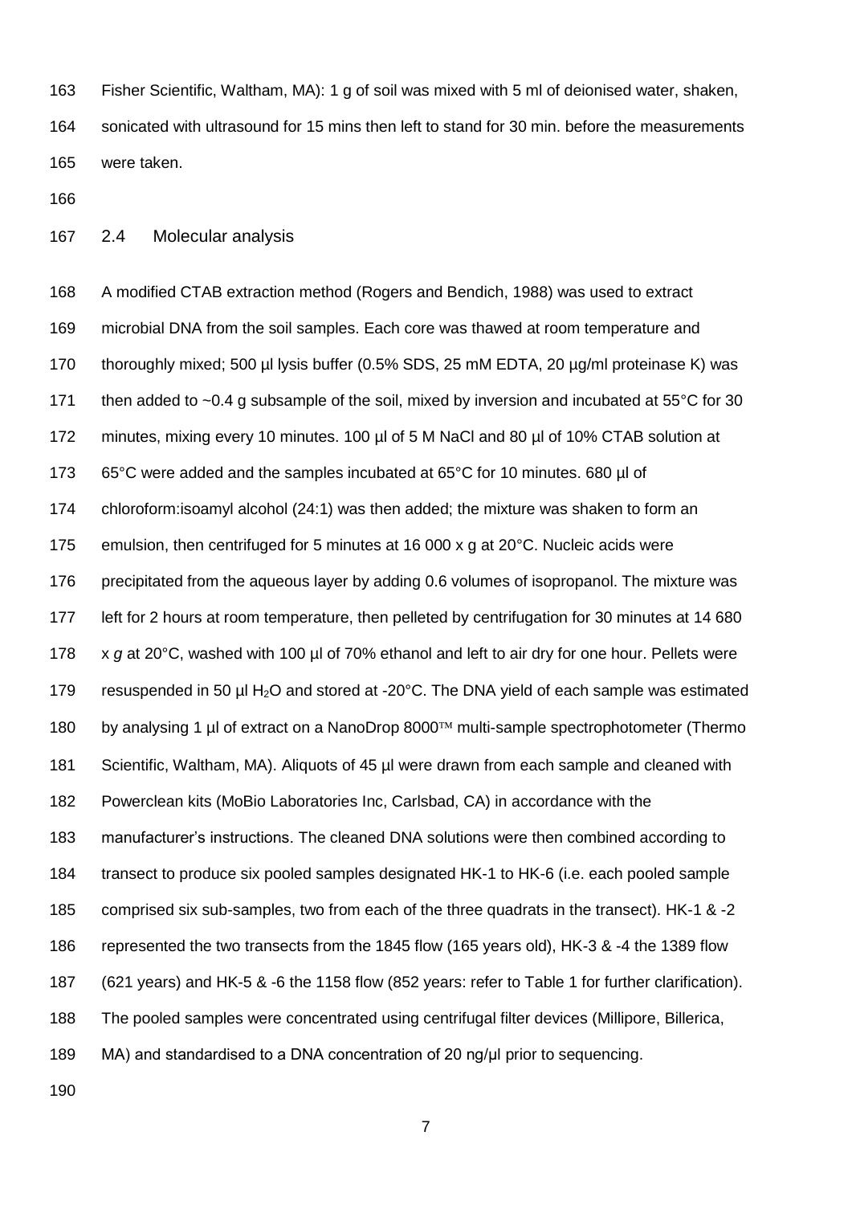Fisher Scientific, Waltham, MA): 1 g of soil was mixed with 5 ml of deionised water, shaken, sonicated with ultrasound for 15 mins then left to stand for 30 min. before the measurements were taken.

## 2.4 Molecular analysis

A modified CTAB extraction method (Rogers and Bendich, 1988) was used to extract microbial DNA from the soil samples. Each core was thawed at room temperature and thoroughly mixed; 500 µl lysis buffer (0.5% SDS, 25 mM EDTA, 20 µg/ml proteinase K) was then added to ~0.4 g subsample of the soil, mixed by inversion and incubated at 55°C for 30 minutes, mixing every 10 minutes. 100 µl of 5 M NaCl and 80 µl of 10% CTAB solution at 65°C were added and the samples incubated at 65°C for 10 minutes. 680 µl of chloroform:isoamyl alcohol (24:1) was then added; the mixture was shaken to form an emulsion, then centrifuged for 5 minutes at 16 000 x g at 20°C. Nucleic acids were precipitated from the aqueous layer by adding 0.6 volumes of isopropanol. The mixture was left for 2 hours at room temperature, then pelleted by centrifugation for 30 minutes at 14 680 x *g* at 20°C, washed with 100 µl of 70% ethanol and left to air dry for one hour. Pellets were resuspended in 50 µl $H_2O$ and stored at -20°C. The DNA yield of each sample was estimated by analysing 1 µl of extract on a NanoDrop 8000™ multi-sample spectrophotometer (Thermo Scientific, Waltham, MA). Aliquots of 45 µl were drawn from each sample and cleaned with Powerclean kits (MoBio Laboratories Inc, Carlsbad, CA) in accordance with the manufacturer's instructions. The cleaned DNA solutions were then combined according to transect to produce six pooled samples designated HK-1 to HK-6 (i.e. each pooled sample comprised six sub-samples, two from each of the three quadrats in the transect). HK-1 & -2 represented the two transects from the 1845 flow (165 years old), HK-3 & -4 the 1389 flow (621 years) and HK-5 & -6 the 1158 flow (852 years: refer to Table 1 for further clarification). The pooled samples were concentrated using centrifugal filter devices (Millipore, Billerica, MA) and standardised to a DNA concentration of 20 ng/µl prior to sequencing.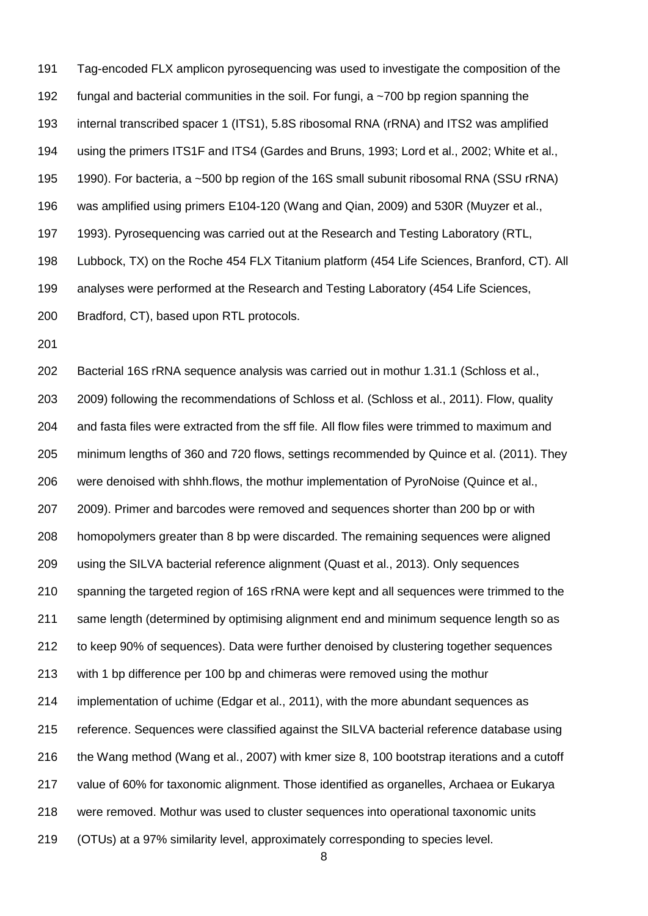Tag-encoded FLX amplicon pyrosequencing was used to investigate the composition of the fungal and bacterial communities in the soil. For fungi, a ~700 bp region spanning the internal transcribed spacer 1 (ITS1), 5.8S ribosomal RNA (rRNA) and ITS2 was amplified using the primers ITS1F and ITS4 (Gardes and Bruns, 1993; Lord et al., 2002; White et al., 1990). For bacteria, a ~500 bp region of the 16S small subunit ribosomal RNA (SSU rRNA) was amplified using primers E104-120 (Wang and Qian, 2009) and 530R (Muyzer et al., 1993). Pyrosequencing was carried out at the Research and Testing Laboratory (RTL, Lubbock, TX) on the Roche 454 FLX Titanium platform (454 Life Sciences, Branford, CT). All analyses were performed at the Research and Testing Laboratory (454 Life Sciences, Bradford, CT), based upon RTL protocols.

Bacterial 16S rRNA sequence analysis was carried out in mothur 1.31.1 (Schloss et al., 2009) following the recommendations of Schloss et al. (Schloss et al., 2011). Flow, quality and fasta files were extracted from the sff file. All flow files were trimmed to maximum and minimum lengths of 360 and 720 flows, settings recommended by Quince et al. (2011). They were denoised with shhh.flows, the mothur implementation of PyroNoise (Quince et al., 2009). Primer and barcodes were removed and sequences shorter than 200 bp or with homopolymers greater than 8 bp were discarded. The remaining sequences were aligned using the SILVA bacterial reference alignment (Quast et al., 2013). Only sequences spanning the targeted region of 16S rRNA were kept and all sequences were trimmed to the same length (determined by optimising alignment end and minimum sequence length so as to keep 90% of sequences). Data were further denoised by clustering together sequences with 1 bp difference per 100 bp and chimeras were removed using the mothur implementation of uchime (Edgar et al., 2011), with the more abundant sequences as reference. Sequences were classified against the SILVA bacterial reference database using the Wang method (Wang et al., 2007) with kmer size 8, 100 bootstrap iterations and a cutoff value of 60% for taxonomic alignment. Those identified as organelles, Archaea or Eukarya were removed. Mothur was used to cluster sequences into operational taxonomic units (OTUs) at a 97% similarity level, approximately corresponding to species level.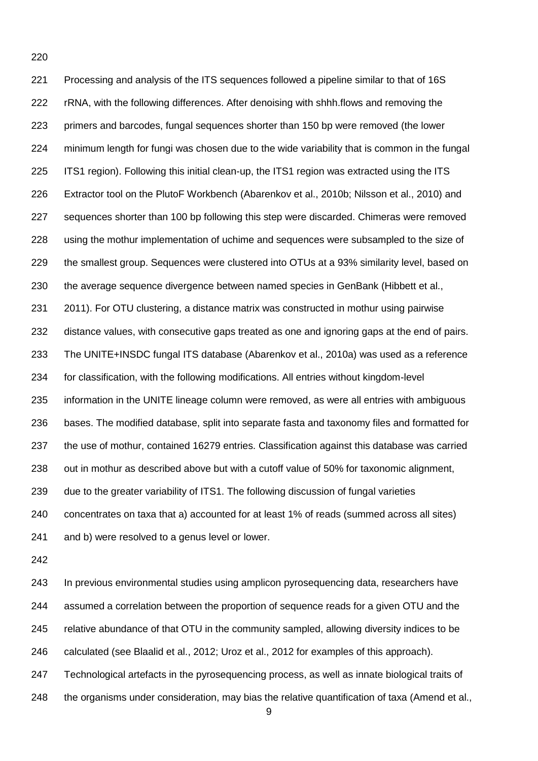Processing and analysis of the ITS sequences followed a pipeline similar to that of 16S rRNA, with the following differences. After denoising with shhh.flows and removing the primers and barcodes, fungal sequences shorter than 150 bp were removed (the lower minimum length for fungi was chosen due to the wide variability that is common in the fungal ITS1 region). Following this initial clean-up, the ITS1 region was extracted using the ITS Extractor tool on the PlutoF Workbench (Abarenkov et al., 2010b; Nilsson et al., 2010) and sequences shorter than 100 bp following this step were discarded. Chimeras were removed using the mothur implementation of uchime and sequences were subsampled to the size of the smallest group. Sequences were clustered into OTUs at a 93% similarity level, based on the average sequence divergence between named species in GenBank (Hibbett et al., 2011). For OTU clustering, a distance matrix was constructed in mothur using pairwise distance values, with consecutive gaps treated as one and ignoring gaps at the end of pairs. The UNITE+INSDC fungal ITS database (Abarenkov et al., 2010a) was used as a reference for classification, with the following modifications. All entries without kingdom-level information in the UNITE lineage column were removed, as were all entries with ambiguous bases. The modified database, split into separate fasta and taxonomy files and formatted for the use of mothur, contained 16279 entries. Classification against this database was carried out in mothur as described above but with a cutoff value of 50% for taxonomic alignment, due to the greater variability of ITS1. The following discussion of fungal varieties concentrates on taxa that a) accounted for at least 1% of reads (summed across all sites) and b) were resolved to a genus level or lower.

In previous environmental studies using amplicon pyrosequencing data, researchers have assumed a correlation between the proportion of sequence reads for a given OTU and the relative abundance of that OTU in the community sampled, allowing diversity indices to be calculated (see Blaalid et al., 2012; Uroz et al., 2012 for examples of this approach). Technological artefacts in the pyrosequencing process, as well as innate biological traits of the organisms under consideration, may bias the relative quantification of taxa (Amend et al.,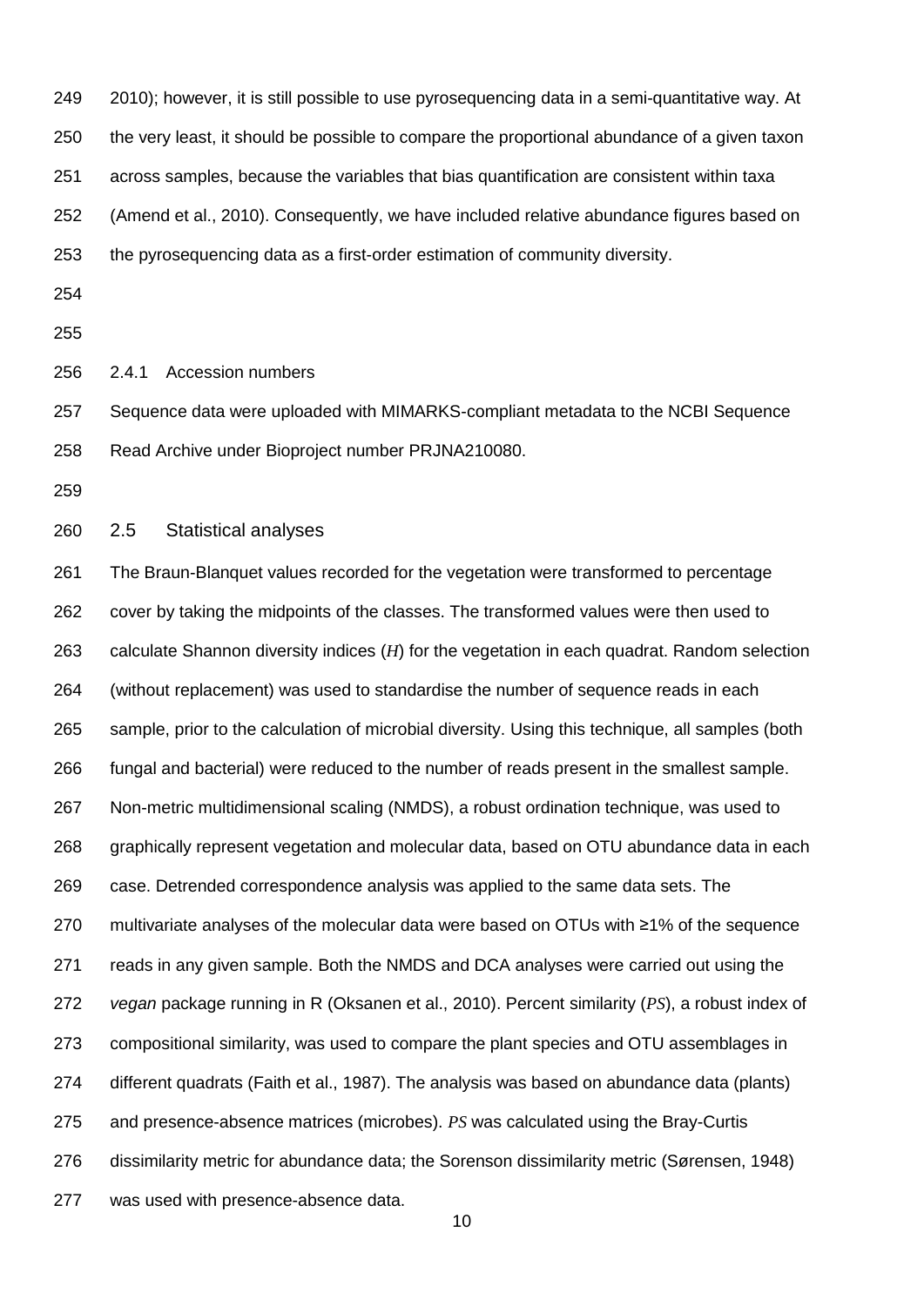2010); however, it is still possible to use pyrosequencing data in a semi-quantitative way. At the very least, it should be possible to compare the proportional abundance of a given taxon across samples, because the variables that bias quantification are consistent within taxa (Amend et al., 2010). Consequently, we have included relative abundance figures based on the pyrosequencing data as a first-order estimation of community diversity.

#### 2.4.1 Accession numbers

Sequence data were uploaded with MIMARKS-compliant metadata to the NCBI Sequence Read Archive under Bioproject number PRJNA210080.

### 2.5 Statistical analyses

The Braun-Blanquet values recorded for the vegetation were transformed to percentage cover by taking the midpoints of the classes. The transformed values were then used to calculate Shannon diversity indices ($H$) for the vegetation in each quadrat. Random selection (without replacement) was used to standardise the number of sequence reads in each sample, prior to the calculation of microbial diversity. Using this technique, all samples (both fungal and bacterial) were reduced to the number of reads present in the smallest sample. Non-metric multidimensional scaling (NMDS), a robust ordination technique, was used to graphically represent vegetation and molecular data, based on OTU abundance data in each case. Detrended correspondence analysis was applied to the same data sets. The multivariate analyses of the molecular data were based on OTUs with ≥1% of the sequence reads in any given sample. Both the NMDS and DCA analyses were carried out using the *vegan* package running in R (Oksanen et al., 2010). Percent similarity ($PS$), a robust index of compositional similarity, was used to compare the plant species and OTU assemblages in different quadrats (Faith et al., 1987). The analysis was based on abundance data (plants) and presence-absence matrices (microbes). $PS$ was calculated using the Bray-Curtis dissimilarity metric for abundance data; the Sorenson dissimilarity metric (Sørensen, 1948) was used with presence-absence data.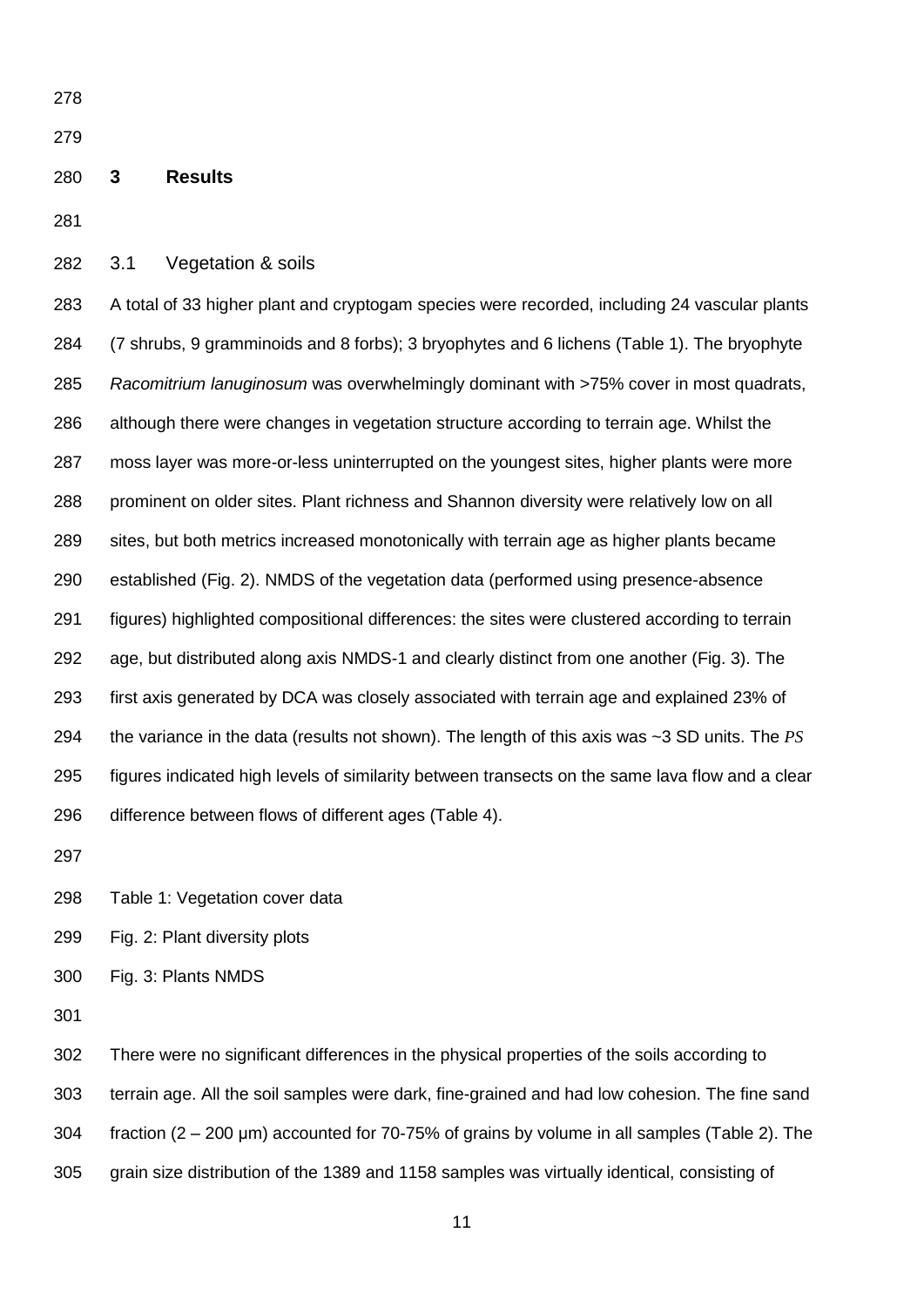# 3 Results

## 3.1 Vegetation & soils

A total of 33 higher plant and cryptogam species were recorded, including 24 vascular plants (7 shrubs, 9 gramminoids and 8 forbs); 3 bryophytes and 6 lichens (Table 1). The bryophyte *Racomitrium lanuginosum* was overwhelmingly dominant with >75% cover in most quadrats, although there were changes in vegetation structure according to terrain age. Whilst the moss layer was more-or-less uninterrupted on the youngest sites, higher plants were more prominent on older sites. Plant richness and Shannon diversity were relatively low on all sites, but both metrics increased monotonically with terrain age as higher plants became established (Fig. 2). NMDS of the vegetation data (performed using presence-absence figures) highlighted compositional differences: the sites were clustered according to terrain age, but distributed along axis NMDS-1 and clearly distinct from one another (Fig. 3). The first axis generated by DCA was closely associated with terrain age and explained 23% of the variance in the data (results not shown). The length of this axis was ~3 SD units. The *PS* figures indicated high levels of similarity between transects on the same lava flow and a clear difference between flows of different ages (Table 4).

Table 1: Vegetation cover data

Fig. 2: Plant diversity plots

Fig. 3: Plants NMDS

There were no significant differences in the physical properties of the soils according to terrain age. All the soil samples were dark, fine-grained and had low cohesion. The fine sand fraction (2 – 200 µm) accounted for 70-75% of grains by volume in all samples (Table 2). The grain size distribution of the 1389 and 1158 samples was virtually identical, consisting of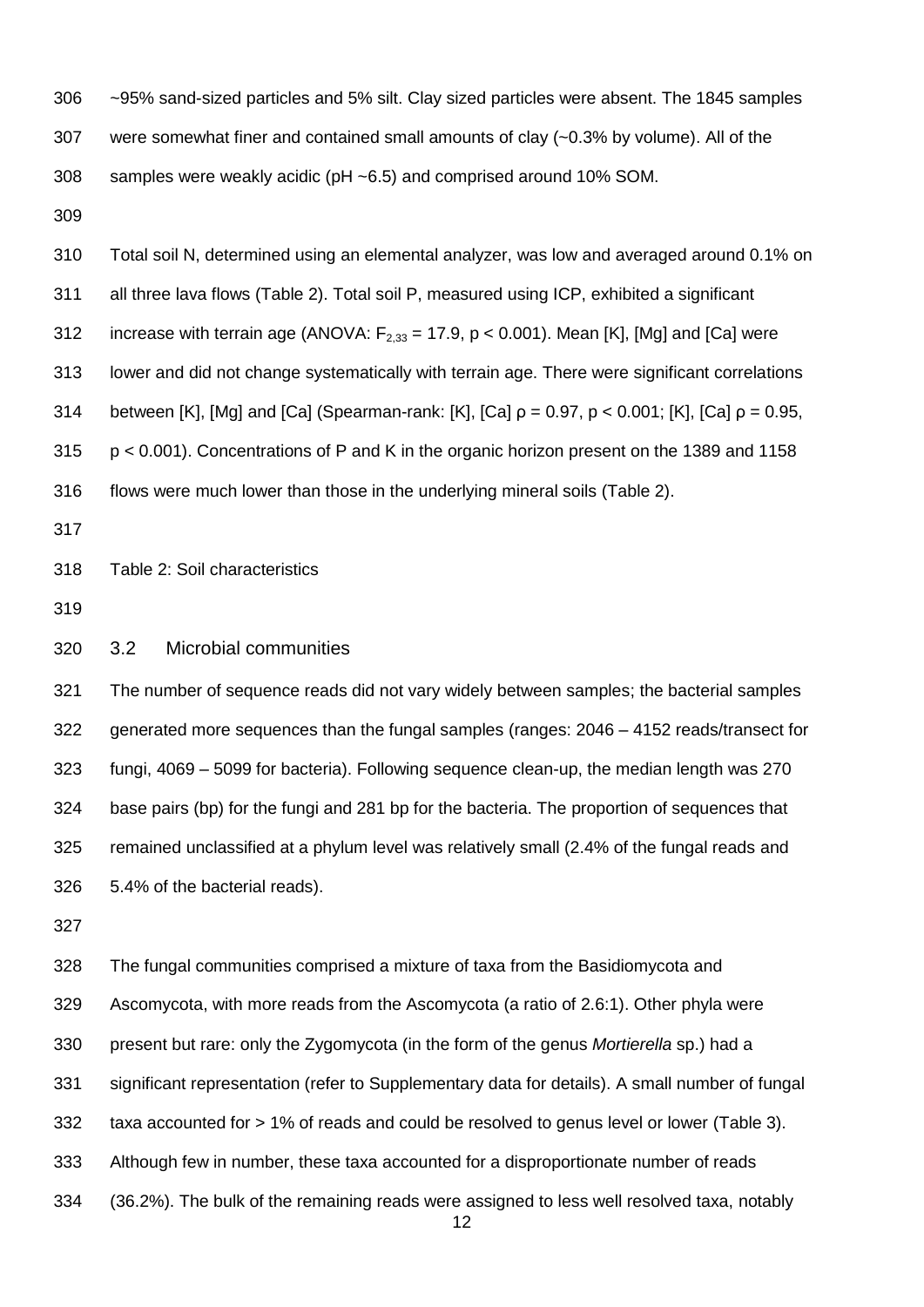~95% sand-sized particles and 5% silt. Clay sized particles were absent. The 1845 samples were somewhat finer and contained small amounts of clay (~0.3% by volume). All of the samples were weakly acidic (pH ~6.5) and comprised around 10% SOM.

Total soil N, determined using an elemental analyzer, was low and averaged around 0.1% on all three lava flows (Table 2). Total soil P, measured using ICP, exhibited a significant increase with terrain age (ANOVA: $F_{2,33} = 17.9$, $p < 0.001$). Mean [K], [Mg] and [Ca] were lower and did not change systematically with terrain age. There were significant correlations between [K], [Mg] and [Ca] (Spearman-rank: [K], [Ca] $\rho = 0.97$, $p < 0.001$; [K], [Ca] $\rho = 0.95$, $p < 0.001$). Concentrations of P and K in the organic horizon present on the 1389 and 1158 flows were much lower than those in the underlying mineral soils (Table 2).

Table 2: Soil characteristics

## 3.2 Microbial communities

The number of sequence reads did not vary widely between samples; the bacterial samples generated more sequences than the fungal samples (ranges: 2046 – 4152 reads/transect for fungi, 4069 – 5099 for bacteria). Following sequence clean-up, the median length was 270 base pairs (bp) for the fungi and 281 bp for the bacteria. The proportion of sequences that remained unclassified at a phylum level was relatively small (2.4% of the fungal reads and 5.4% of the bacterial reads).

The fungal communities comprised a mixture of taxa from the Basidiomycota and Ascomycota, with more reads from the Ascomycota (a ratio of 2.6:1). Other phyla were present but rare: only the Zygomycota (in the form of the genus *Mortierella* sp.) had a significant representation (refer to Supplementary data for details). A small number of fungal taxa accounted for > 1% of reads and could be resolved to genus level or lower (Table 3). Although few in number, these taxa accounted for a disproportionate number of reads (36.2%). The bulk of the remaining reads were assigned to less well resolved taxa, notably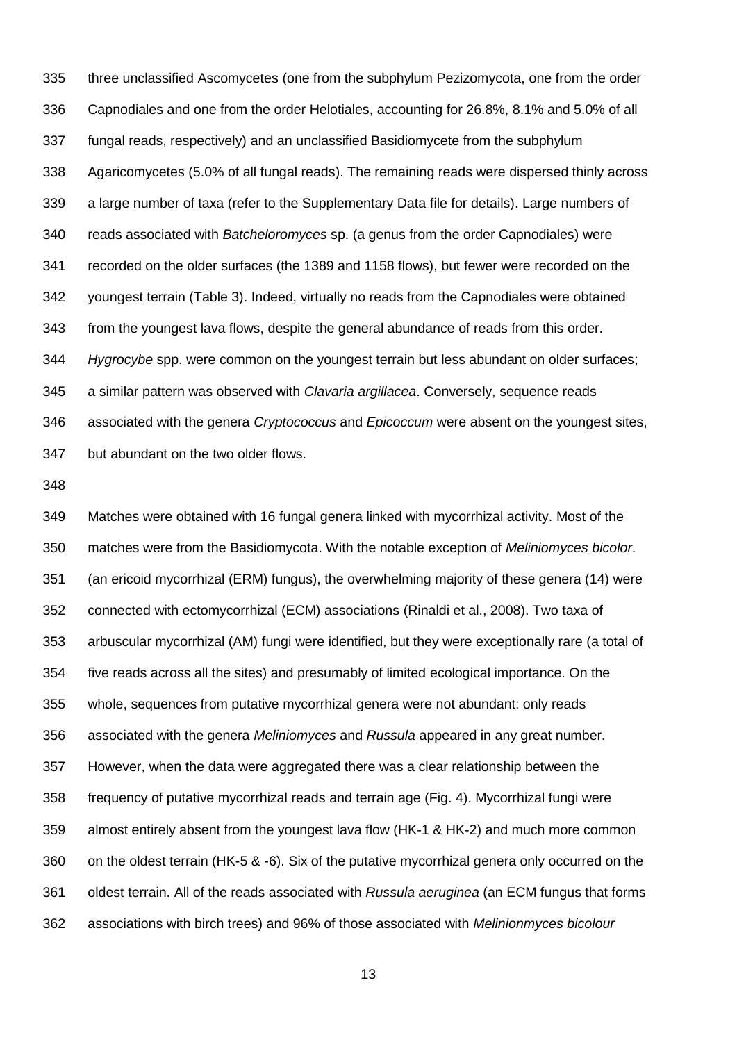three unclassified Ascomycetes (one from the subphylum Pezizomycota, one from the order Capnodiales and one from the order Helotiales, accounting for 26.8%, 8.1% and 5.0% of all fungal reads, respectively) and an unclassified Basidiomycete from the subphylum Agaricomycetes (5.0% of all fungal reads). The remaining reads were dispersed thinly across a large number of taxa (refer to the Supplementary Data file for details). Large numbers of reads associated with *Batcheloromyces* sp. (a genus from the order Capnodiales) were recorded on the older surfaces (the 1389 and 1158 flows), but fewer were recorded on the youngest terrain (Table 3). Indeed, virtually no reads from the Capnodiales were obtained from the youngest lava flows, despite the general abundance of reads from this order. *Hygrocybe* spp. were common on the youngest terrain but less abundant on older surfaces; a similar pattern was observed with *Clavaria argillacea*. Conversely, sequence reads associated with the genera *Cryptococcus* and *Epicoccum* were absent on the youngest sites, but abundant on the two older flows.

Matches were obtained with 16 fungal genera linked with mycorrhizal activity. Most of the matches were from the Basidiomycota. With the notable exception of *Meliniomyces bicolor*. (an ericoid mycorrhizal (ERM) fungus), the overwhelming majority of these genera (14) were connected with ectomycorrhizal (ECM) associations (Rinaldi et al., 2008). Two taxa of arbuscular mycorrhizal (AM) fungi were identified, but they were exceptionally rare (a total of five reads across all the sites) and presumably of limited ecological importance. On the whole, sequences from putative mycorrhizal genera were not abundant: only reads associated with the genera *Meliniomyces* and *Russula* appeared in any great number. However, when the data were aggregated there was a clear relationship between the frequency of putative mycorrhizal reads and terrain age (Fig. 4). Mycorrhizal fungi were almost entirely absent from the youngest lava flow (HK-1 & HK-2) and much more common on the oldest terrain (HK-5 & -6). Six of the putative mycorrhizal genera only occurred on the oldest terrain. All of the reads associated with *Russula aeruginea* (an ECM fungus that forms associations with birch trees) and 96% of those associated with *Melinionmyces bicolour*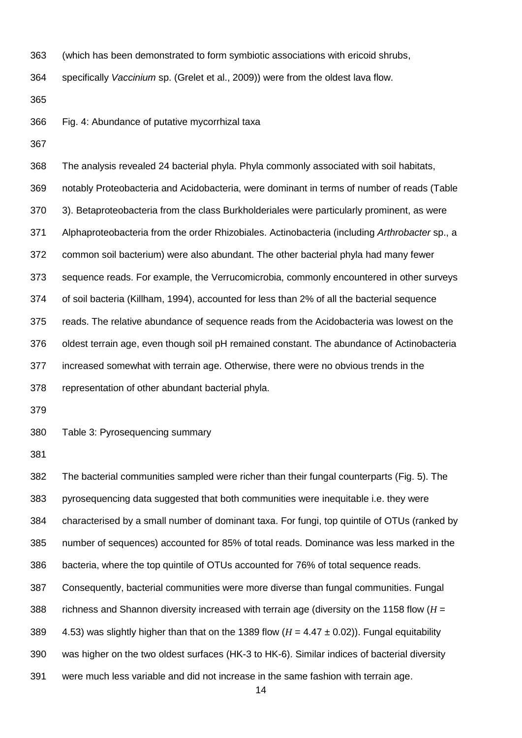(which has been demonstrated to form symbiotic associations with ericoid shrubs, specifically *Vaccinium* sp. (Grelet et al., 2009)) were from the oldest lava flow.

Fig. 4: Abundance of putative mycorrhizal taxa

The analysis revealed 24 bacterial phyla. Phyla commonly associated with soil habitats, notably Proteobacteria and Acidobacteria, were dominant in terms of number of reads (Table 3). Betaproteobacteria from the class Burkholderiales were particularly prominent, as were Alphaproteobacteria from the order Rhizobiales. Actinobacteria (including *Arthrobacter* sp., a common soil bacterium) were also abundant. The other bacterial phyla had many fewer sequence reads. For example, the Verrucomicrobia, commonly encountered in other surveys of soil bacteria (Killham, 1994), accounted for less than 2% of all the bacterial sequence reads. The relative abundance of sequence reads from the Acidobacteria was lowest on the oldest terrain age, even though soil pH remained constant. The abundance of Actinobacteria increased somewhat with terrain age. Otherwise, there were no obvious trends in the representation of other abundant bacterial phyla.

Table 3: Pyrosequencing summary

The bacterial communities sampled were richer than their fungal counterparts (Fig. 5). The pyrosequencing data suggested that both communities were inequitable i.e. they were characterised by a small number of dominant taxa. For fungi, top quintile of OTUs (ranked by number of sequences) accounted for 85% of total reads. Dominance was less marked in the bacteria, where the top quintile of OTUs accounted for 76% of total sequence reads. Consequently, bacterial communities were more diverse than fungal communities. Fungal richness and Shannon diversity increased with terrain age (diversity on the 1158 flow ($H$ = 4.53) was slightly higher than that on the 1389 flow ($H = 4.47 \pm 0.02$)). Fungal equitability was higher on the two oldest surfaces (HK-3 to HK-6). Similar indices of bacterial diversity were much less variable and did not increase in the same fashion with terrain age.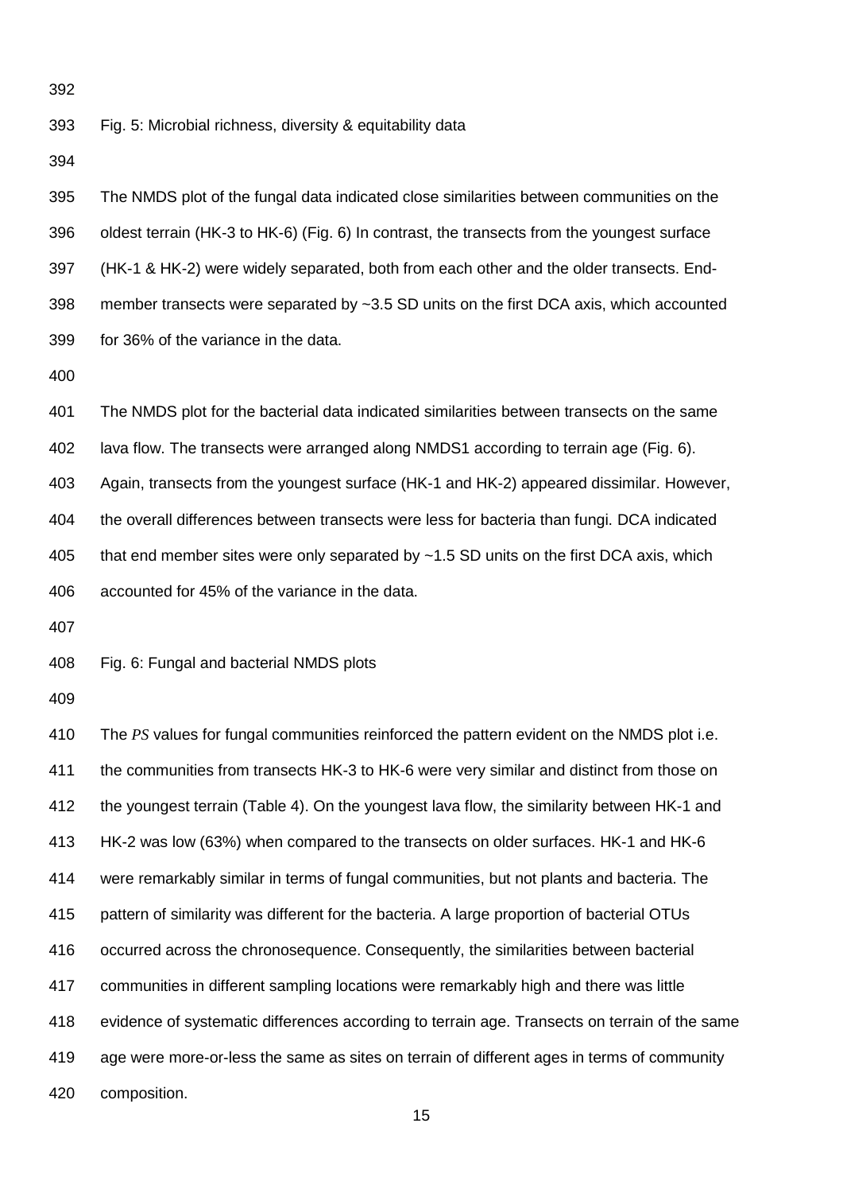Fig. 5: Microbial richness, diversity & equitability data

The NMDS plot of the fungal data indicated close similarities between communities on the oldest terrain (HK-3 to HK-6) (Fig. 6) In contrast, the transects from the youngest surface (HK-1 & HK-2) were widely separated, both from each other and the older transects. End-member transects were separated by ~3.5 SD units on the first DCA axis, which accounted for 36% of the variance in the data.

The NMDS plot for the bacterial data indicated similarities between transects on the same lava flow. The transects were arranged along NMDS1 according to terrain age (Fig. 6). Again, transects from the youngest surface (HK-1 and HK-2) appeared dissimilar. However, the overall differences between transects were less for bacteria than fungi. DCA indicated that end member sites were only separated by ~1.5 SD units on the first DCA axis, which accounted for 45% of the variance in the data.

Fig. 6: Fungal and bacterial NMDS plots

The *PS* values for fungal communities reinforced the pattern evident on the NMDS plot i.e. the communities from transects HK-3 to HK-6 were very similar and distinct from those on the youngest terrain (Table 4). On the youngest lava flow, the similarity between HK-1 and HK-2 was low (63%) when compared to the transects on older surfaces. HK-1 and HK-6 were remarkably similar in terms of fungal communities, but not plants and bacteria. The pattern of similarity was different for the bacteria. A large proportion of bacterial OTUs occurred across the chronosequence. Consequently, the similarities between bacterial communities in different sampling locations were remarkably high and there was little evidence of systematic differences according to terrain age. Transects on terrain of the same age were more-or-less the same as sites on terrain of different ages in terms of community composition.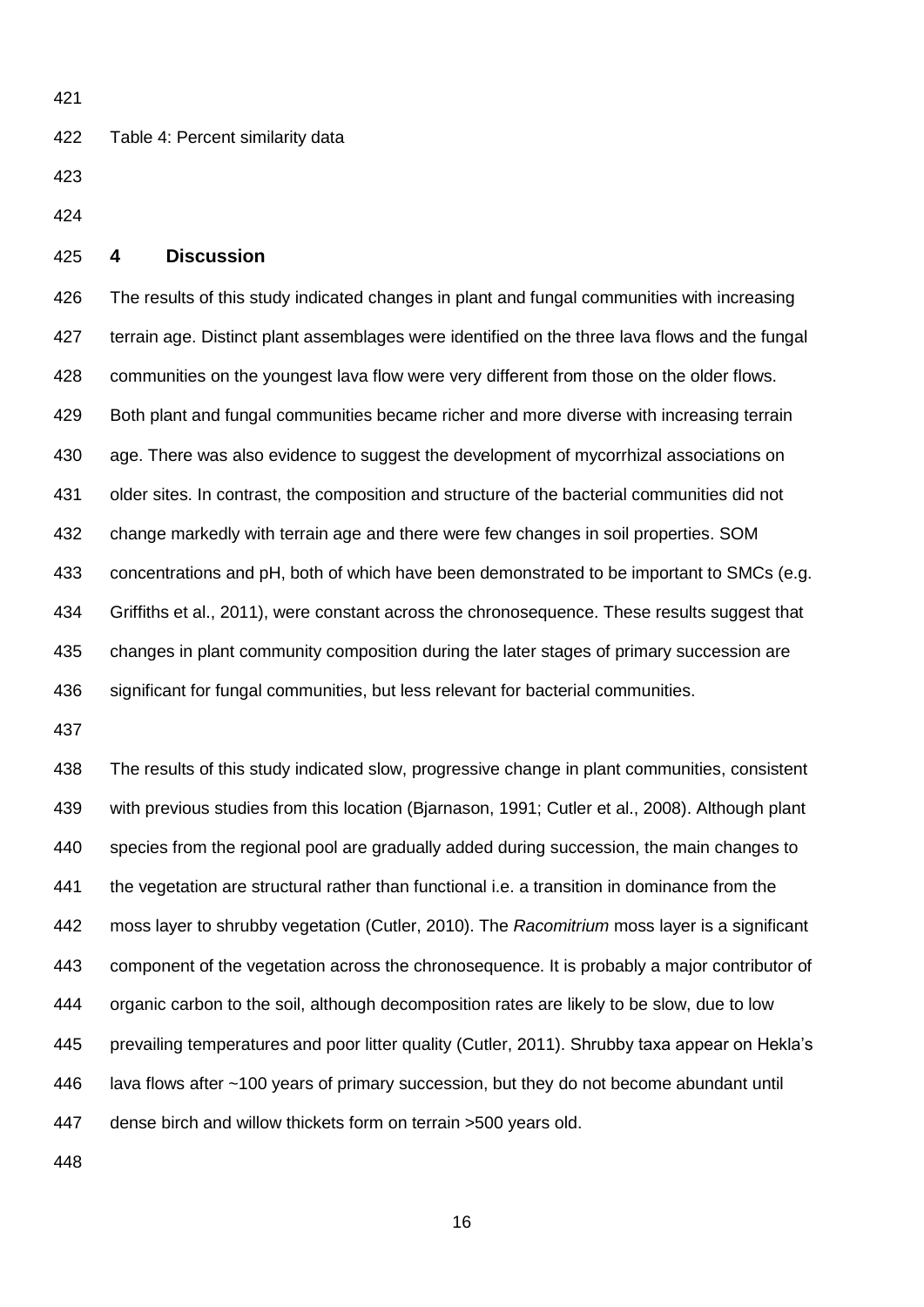Table 4: Percent similarity data

## 4 Discussion

The results of this study indicated changes in plant and fungal communities with increasing terrain age. Distinct plant assemblages were identified on the three lava flows and the fungal communities on the youngest lava flow were very different from those on the older flows. Both plant and fungal communities became richer and more diverse with increasing terrain age. There was also evidence to suggest the development of mycorrhizal associations on older sites. In contrast, the composition and structure of the bacterial communities did not change markedly with terrain age and there were few changes in soil properties. SOM concentrations and pH, both of which have been demonstrated to be important to SMCs (e.g. Griffiths et al., 2011), were constant across the chronosequence. These results suggest that changes in plant community composition during the later stages of primary succession are significant for fungal communities, but less relevant for bacterial communities.

The results of this study indicated slow, progressive change in plant communities, consistent with previous studies from this location (Bjarnason, 1991; Cutler et al., 2008). Although plant species from the regional pool are gradually added during succession, the main changes to the vegetation are structural rather than functional i.e. a transition in dominance from the moss layer to shrubby vegetation (Cutler, 2010). The *Racomitrium* moss layer is a significant component of the vegetation across the chronosequence. It is probably a major contributor of organic carbon to the soil, although decomposition rates are likely to be slow, due to low prevailing temperatures and poor litter quality (Cutler, 2011). Shrubby taxa appear on Hekla's lava flows after ~100 years of primary succession, but they do not become abundant until dense birch and willow thickets form on terrain >500 years old.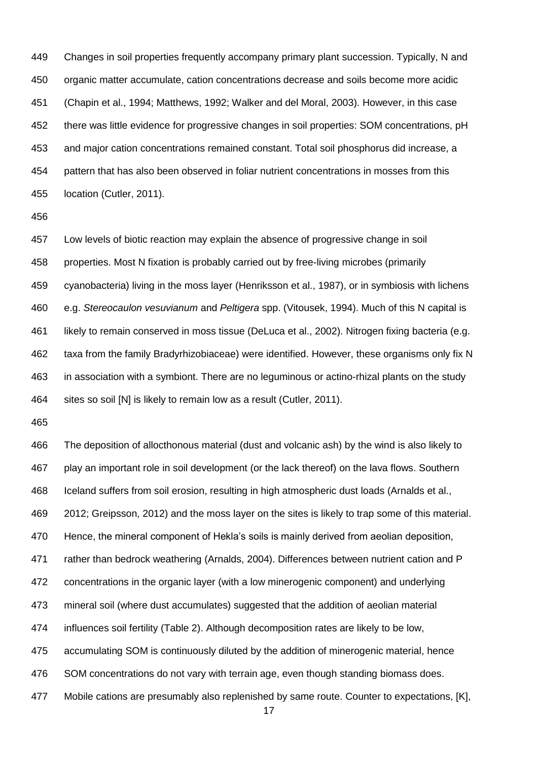Changes in soil properties frequently accompany primary plant succession. Typically, N and organic matter accumulate, cation concentrations decrease and soils become more acidic (Chapin et al., 1994; Matthews, 1992; Walker and del Moral, 2003). However, in this case there was little evidence for progressive changes in soil properties: SOM concentrations, pH and major cation concentrations remained constant. Total soil phosphorus did increase, a pattern that has also been observed in foliar nutrient concentrations in mosses from this location (Cutler, 2011).

Low levels of biotic reaction may explain the absence of progressive change in soil properties. Most N fixation is probably carried out by free-living microbes (primarily cyanobacteria) living in the moss layer (Henriksson et al., 1987), or in symbiosis with lichens e.g. *Stereocaulon vesuvianum* and *Peltigera* spp. (Vitousek, 1994). Much of this N capital is likely to remain conserved in moss tissue (DeLuca et al., 2002). Nitrogen fixing bacteria (e.g. taxa from the family Bradyrhizobiaceae) were identified. However, these organisms only fix N in association with a symbiont. There are no leguminous or actino-rhizal plants on the study sites so soil [N] is likely to remain low as a result (Cutler, 2011).

The deposition of allocthonous material (dust and volcanic ash) by the wind is also likely to play an important role in soil development (or the lack thereof) on the lava flows. Southern Iceland suffers from soil erosion, resulting in high atmospheric dust loads (Arnalds et al., 2012; Greipsson, 2012) and the moss layer on the sites is likely to trap some of this material. Hence, the mineral component of Hekla's soils is mainly derived from aeolian deposition, rather than bedrock weathering (Arnalds, 2004). Differences between nutrient cation and P concentrations in the organic layer (with a low minerogenic component) and underlying mineral soil (where dust accumulates) suggested that the addition of aeolian material influences soil fertility (Table 2). Although decomposition rates are likely to be low, accumulating SOM is continuously diluted by the addition of minerogenic material, hence SOM concentrations do not vary with terrain age, even though standing biomass does. Mobile cations are presumably also replenished by same route. Counter to expectations, [K],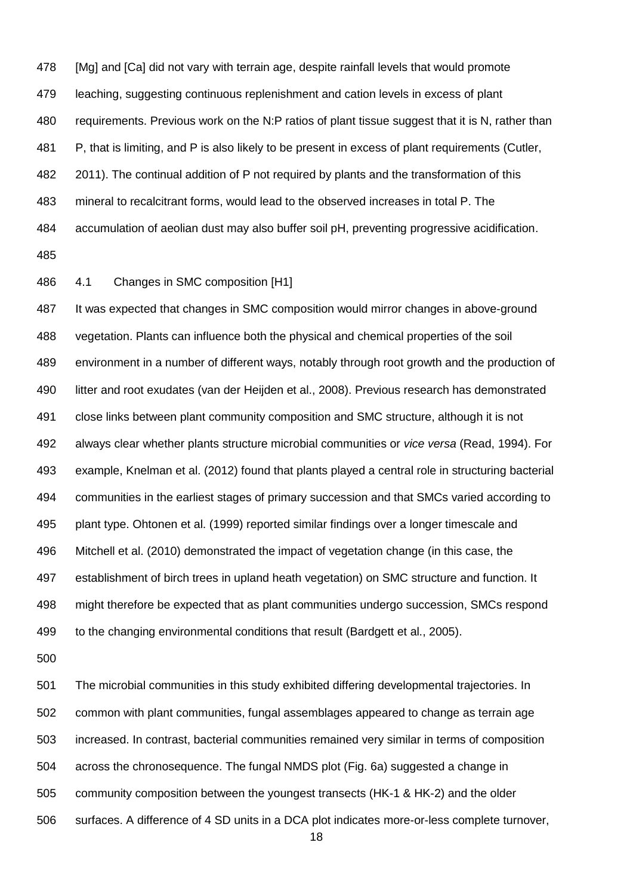[Mg] and [Ca] did not vary with terrain age, despite rainfall levels that would promote leaching, suggesting continuous replenishment and cation levels in excess of plant requirements. Previous work on the N:P ratios of plant tissue suggest that it is N, rather than P, that is limiting, and P is also likely to be present in excess of plant requirements (Cutler, 2011). The continual addition of P not required by plants and the transformation of this mineral to recalcitrant forms, would lead to the observed increases in total P. The accumulation of aeolian dust may also buffer soil pH, preventing progressive acidification.

## 4.1 Changes in SMC composition [H1]

It was expected that changes in SMC composition would mirror changes in above-ground vegetation. Plants can influence both the physical and chemical properties of the soil environment in a number of different ways, notably through root growth and the production of litter and root exudates (van der Heijden et al., 2008). Previous research has demonstrated close links between plant community composition and SMC structure, although it is not always clear whether plants structure microbial communities or *vice versa* (Read, 1994). For example, Knelman et al. (2012) found that plants played a central role in structuring bacterial communities in the earliest stages of primary succession and that SMCs varied according to plant type. Ohtonen et al. (1999) reported similar findings over a longer timescale and Mitchell et al. (2010) demonstrated the impact of vegetation change (in this case, the establishment of birch trees in upland heath vegetation) on SMC structure and function. It might therefore be expected that as plant communities undergo succession, SMCs respond to the changing environmental conditions that result (Bardgett et al., 2005).

The microbial communities in this study exhibited differing developmental trajectories. In common with plant communities, fungal assemblages appeared to change as terrain age increased. In contrast, bacterial communities remained very similar in terms of composition across the chronosequence. The fungal NMDS plot (Fig. 6a) suggested a change in community composition between the youngest transects (HK-1 & HK-2) and the older surfaces. A difference of 4 SD units in a DCA plot indicates more-or-less complete turnover,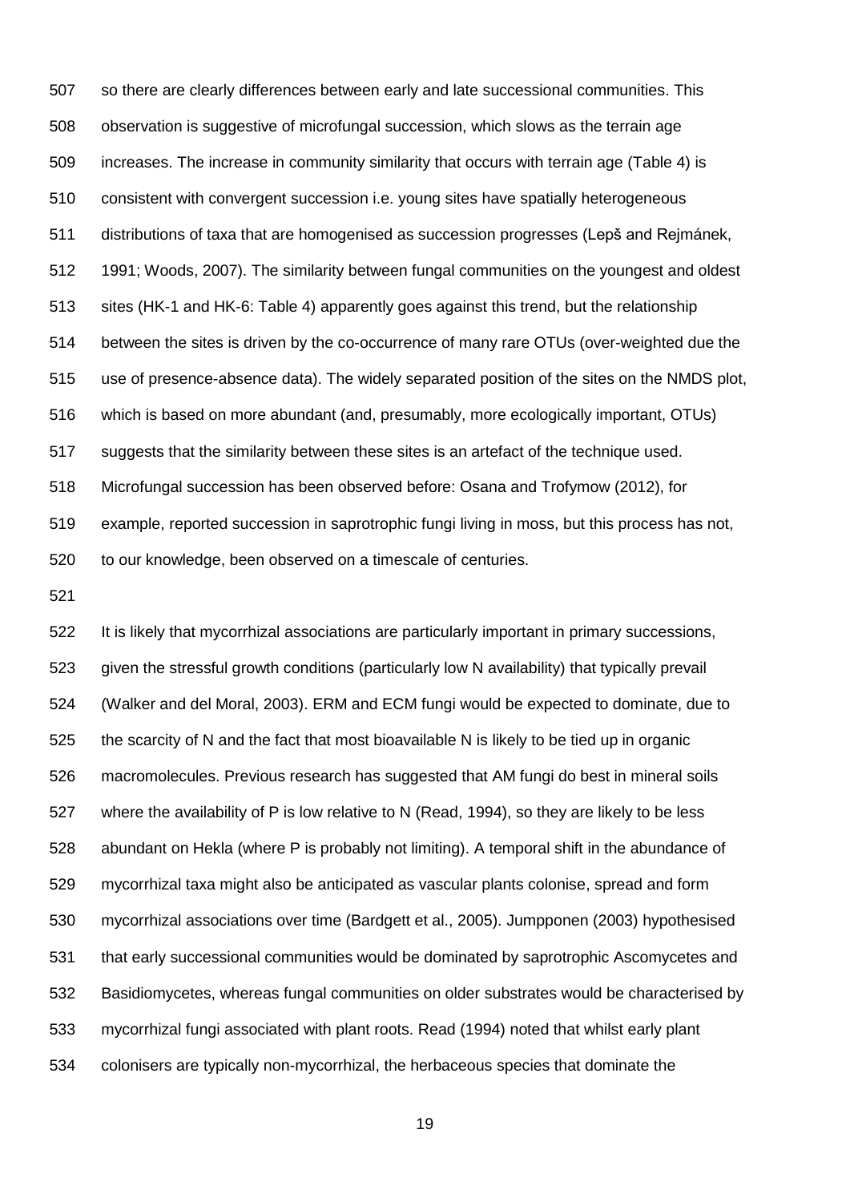so there are clearly differences between early and late successional communities. This observation is suggestive of microfungal succession, which slows as the terrain age increases. The increase in community similarity that occurs with terrain age (Table 4) is consistent with convergent succession i.e. young sites have spatially heterogeneous distributions of taxa that are homogenised as succession progresses (Lepš and Rejmánek, 1991; Woods, 2007). The similarity between fungal communities on the youngest and oldest sites (HK-1 and HK-6: Table 4) apparently goes against this trend, but the relationship between the sites is driven by the co-occurrence of many rare OTUs (over-weighted due the use of presence-absence data). The widely separated position of the sites on the NMDS plot, which is based on more abundant (and, presumably, more ecologically important, OTUs) suggests that the similarity between these sites is an artefact of the technique used. Microfungal succession has been observed before: Osana and Trofymow (2012), for example, reported succession in saprotrophic fungi living in moss, but this process has not, to our knowledge, been observed on a timescale of centuries.

It is likely that mycorrhizal associations are particularly important in primary successions, given the stressful growth conditions (particularly low N availability) that typically prevail (Walker and del Moral, 2003). ERM and ECM fungi would be expected to dominate, due to the scarcity of N and the fact that most bioavailable N is likely to be tied up in organic macromolecules. Previous research has suggested that AM fungi do best in mineral soils where the availability of P is low relative to N (Read, 1994), so they are likely to be less abundant on Hekla (where P is probably not limiting). A temporal shift in the abundance of mycorrhizal taxa might also be anticipated as vascular plants colonise, spread and form mycorrhizal associations over time (Bardgett et al., 2005). Jumpponen (2003) hypothesised that early successional communities would be dominated by saprotrophic Ascomycetes and Basidiomycetes, whereas fungal communities on older substrates would be characterised by mycorrhizal fungi associated with plant roots. Read (1994) noted that whilst early plant colonisers are typically non-mycorrhizal, the herbaceous species that dominate the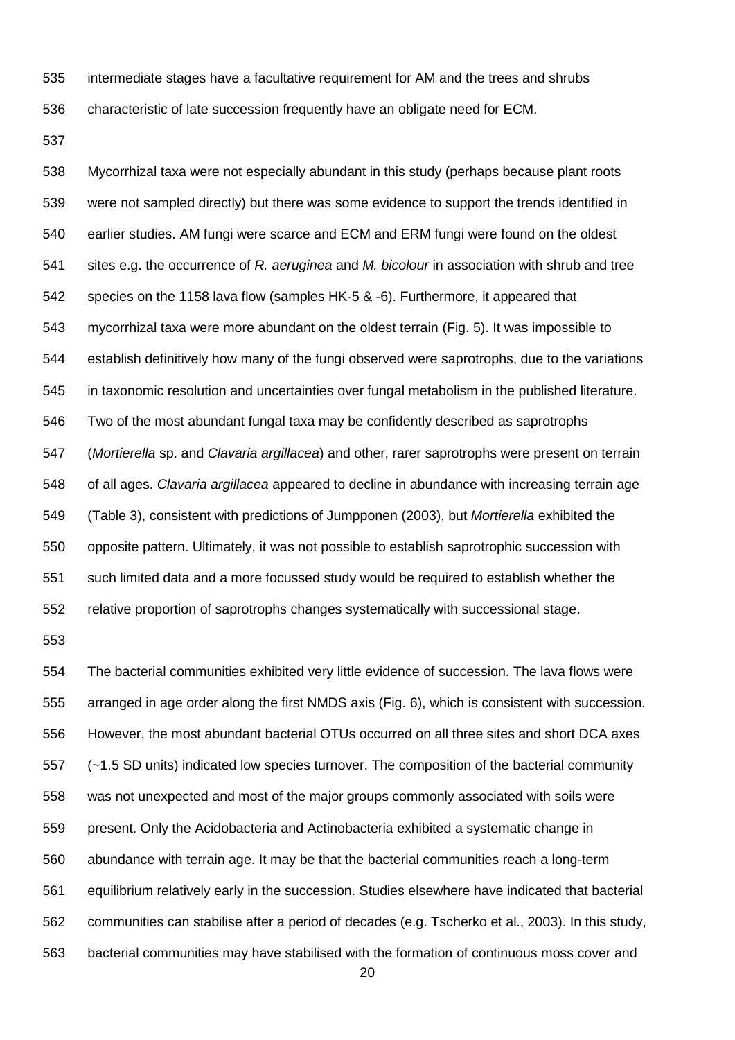intermediate stages have a facultative requirement for AM and the trees and shrubs characteristic of late succession frequently have an obligate need for ECM.

Mycorrhizal taxa were not especially abundant in this study (perhaps because plant roots were not sampled directly) but there was some evidence to support the trends identified in earlier studies. AM fungi were scarce and ECM and ERM fungi were found on the oldest sites e.g. the occurrence of *R. aeruginea* and *M. bicolour* in association with shrub and tree species on the 1158 lava flow (samples HK-5 & -6). Furthermore, it appeared that mycorrhizal taxa were more abundant on the oldest terrain (Fig. 5). It was impossible to establish definitively how many of the fungi observed were saprotrophs, due to the variations in taxonomic resolution and uncertainties over fungal metabolism in the published literature. Two of the most abundant fungal taxa may be confidently described as saprotrophs (*Mortierella* sp. and *Clavaria argillacea*) and other, rarer saprotrophs were present on terrain of all ages. *Clavaria argillacea* appeared to decline in abundance with increasing terrain age (Table 3), consistent with predictions of Jumpponen (2003), but *Mortierella* exhibited the opposite pattern. Ultimately, it was not possible to establish saprotrophic succession with such limited data and a more focussed study would be required to establish whether the relative proportion of saprotrophs changes systematically with successional stage.

The bacterial communities exhibited very little evidence of succession. The lava flows were arranged in age order along the first NMDS axis (Fig. 6), which is consistent with succession. However, the most abundant bacterial OTUs occurred on all three sites and short DCA axes (~1.5 SD units) indicated low species turnover. The composition of the bacterial community was not unexpected and most of the major groups commonly associated with soils were present. Only the Acidobacteria and Actinobacteria exhibited a systematic change in abundance with terrain age. It may be that the bacterial communities reach a long-term equilibrium relatively early in the succession. Studies elsewhere have indicated that bacterial communities can stabilise after a period of decades (e.g. Tscherko et al., 2003). In this study, bacterial communities may have stabilised with the formation of continuous moss cover and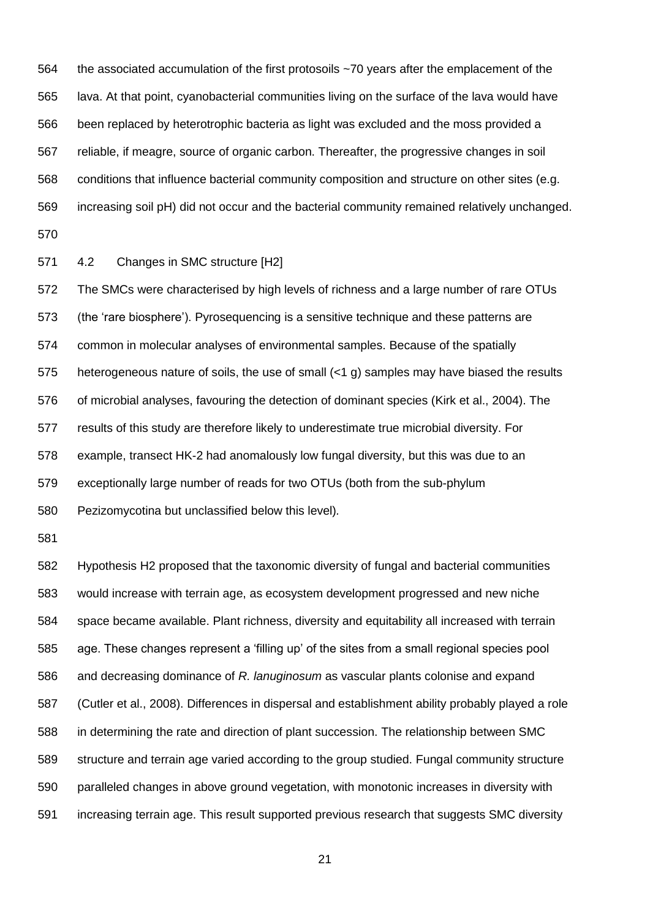the associated accumulation of the first protosoils ~70 years after the emplacement of the lava. At that point, cyanobacterial communities living on the surface of the lava would have been replaced by heterotrophic bacteria as light was excluded and the moss provided a reliable, if meagre, source of organic carbon. Thereafter, the progressive changes in soil conditions that influence bacterial community composition and structure on other sites (e.g. increasing soil pH) did not occur and the bacterial community remained relatively unchanged.

## 4.2 Changes in SMC structure [H2]

The SMCs were characterised by high levels of richness and a large number of rare OTUs (the 'rare biosphere'). Pyrosequencing is a sensitive technique and these patterns are common in molecular analyses of environmental samples. Because of the spatially heterogeneous nature of soils, the use of small (<1 g) samples may have biased the results of microbial analyses, favouring the detection of dominant species (Kirk et al., 2004). The results of this study are therefore likely to underestimate true microbial diversity. For example, transect HK-2 had anomalously low fungal diversity, but this was due to an exceptionally large number of reads for two OTUs (both from the sub-phylum Pezizomycotina but unclassified below this level).

Hypothesis H2 proposed that the taxonomic diversity of fungal and bacterial communities would increase with terrain age, as ecosystem development progressed and new niche space became available. Plant richness, diversity and equitability all increased with terrain age. These changes represent a 'filling up' of the sites from a small regional species pool and decreasing dominance of *R. lanuginosum* as vascular plants colonise and expand (Cutler et al., 2008). Differences in dispersal and establishment ability probably played a role in determining the rate and direction of plant succession. The relationship between SMC structure and terrain age varied according to the group studied. Fungal community structure paralleled changes in above ground vegetation, with monotonic increases in diversity with increasing terrain age. This result supported previous research that suggests SMC diversity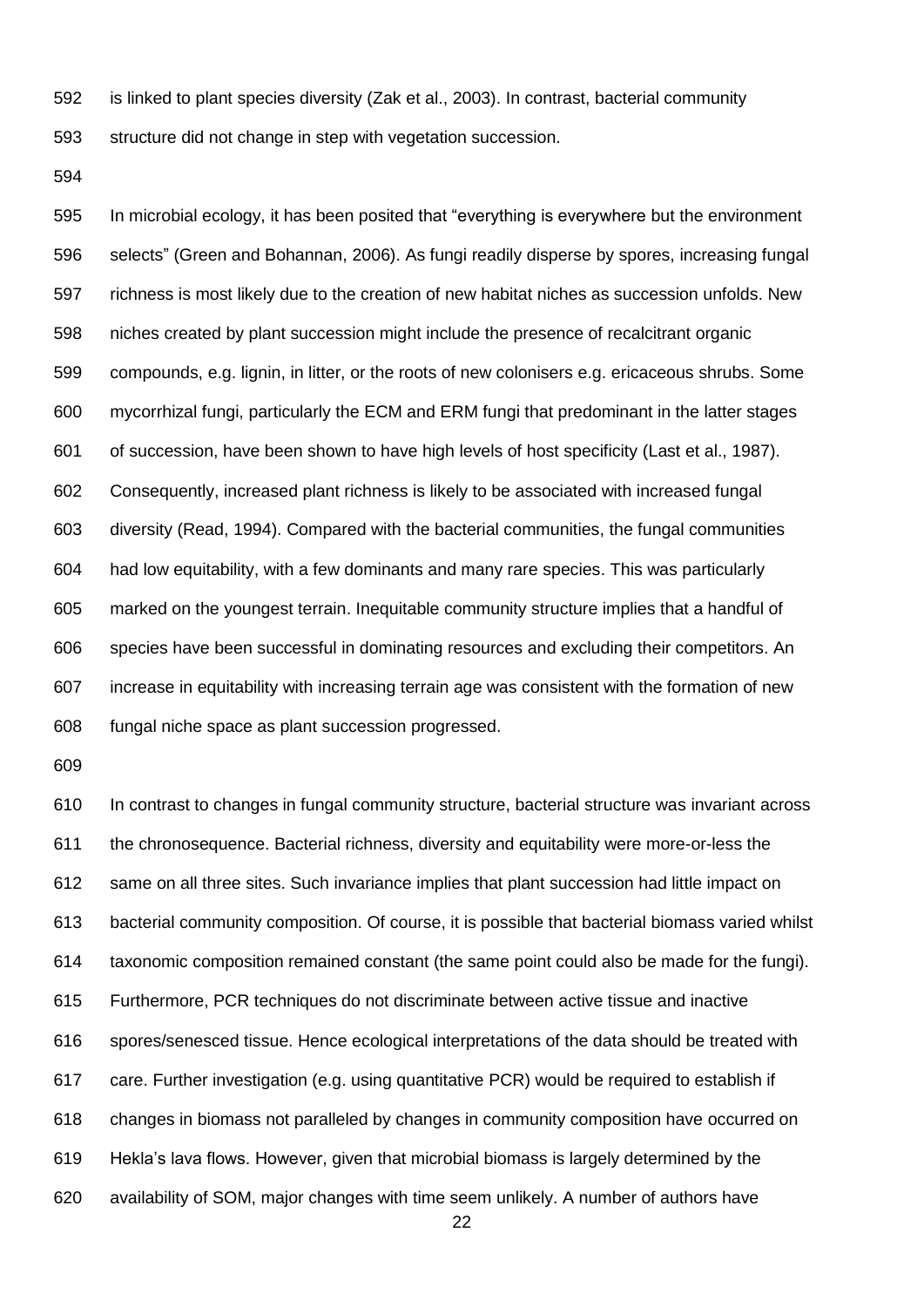is linked to plant species diversity (Zak et al., 2003). In contrast, bacterial community structure did not change in step with vegetation succession.

In microbial ecology, it has been posited that “everything is everywhere but the environment selects” (Green and Bohannan, 2006). As fungi readily disperse by spores, increasing fungal richness is most likely due to the creation of new habitat niches as succession unfolds. New niches created by plant succession might include the presence of recalcitrant organic compounds, e.g. lignin, in litter, or the roots of new colonisers e.g. ericaceous shrubs. Some mycorrhizal fungi, particularly the ECM and ERM fungi that predominant in the latter stages of succession, have been shown to have high levels of host specificity (Last et al., 1987). Consequently, increased plant richness is likely to be associated with increased fungal diversity (Read, 1994). Compared with the bacterial communities, the fungal communities had low equitability, with a few dominants and many rare species. This was particularly marked on the youngest terrain. Inequitable community structure implies that a handful of species have been successful in dominating resources and excluding their competitors. An increase in equitability with increasing terrain age was consistent with the formation of new fungal niche space as plant succession progressed.

In contrast to changes in fungal community structure, bacterial structure was invariant across the chronosequence. Bacterial richness, diversity and equitability were more-or-less the same on all three sites. Such invariance implies that plant succession had little impact on bacterial community composition. Of course, it is possible that bacterial biomass varied whilst taxonomic composition remained constant (the same point could also be made for the fungi). Furthermore, PCR techniques do not discriminate between active tissue and inactive spores/senesced tissue. Hence ecological interpretations of the data should be treated with care. Further investigation (e.g. using quantitative PCR) would be required to establish if changes in biomass not paralleled by changes in community composition have occurred on Hekla’s lava flows. However, given that microbial biomass is largely determined by the availability of SOM, major changes with time seem unlikely. A number of authors have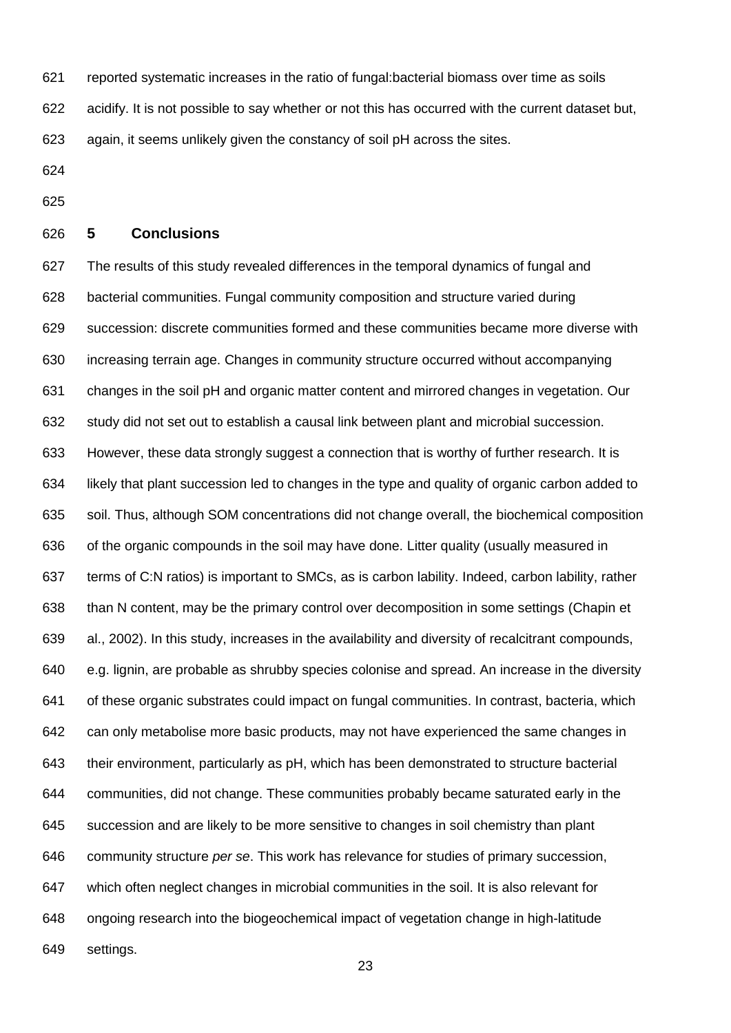reported systematic increases in the ratio of fungal:bacterial biomass over time as soils acidify. It is not possible to say whether or not this has occurred with the current dataset but, again, it seems unlikely given the constancy of soil pH across the sites.

## 5 Conclusions

The results of this study revealed differences in the temporal dynamics of fungal and bacterial communities. Fungal community composition and structure varied during succession: discrete communities formed and these communities became more diverse with increasing terrain age. Changes in community structure occurred without accompanying changes in the soil pH and organic matter content and mirrored changes in vegetation. Our study did not set out to establish a causal link between plant and microbial succession. However, these data strongly suggest a connection that is worthy of further research. It is likely that plant succession led to changes in the type and quality of organic carbon added to soil. Thus, although SOM concentrations did not change overall, the biochemical composition of the organic compounds in the soil may have done. Litter quality (usually measured in terms of C:N ratios) is important to SMCs, as is carbon lability. Indeed, carbon lability, rather than N content, may be the primary control over decomposition in some settings (Chapin et al., 2002). In this study, increases in the availability and diversity of recalcitrant compounds, e.g. lignin, are probable as shrubby species colonise and spread. An increase in the diversity of these organic substrates could impact on fungal communities. In contrast, bacteria, which can only metabolise more basic products, may not have experienced the same changes in their environment, particularly as pH, which has been demonstrated to structure bacterial communities, did not change. These communities probably became saturated early in the succession and are likely to be more sensitive to changes in soil chemistry than plant community structure *per se*. This work has relevance for studies of primary succession, which often neglect changes in microbial communities in the soil. It is also relevant for ongoing research into the biogeochemical impact of vegetation change in high-latitude settings.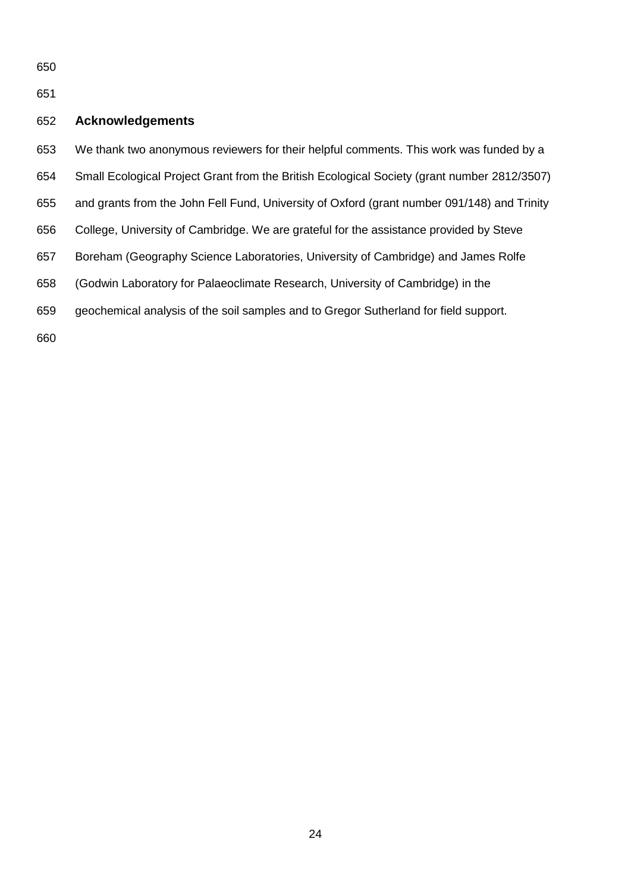## Acknowledgements

We thank two anonymous reviewers for their helpful comments. This work was funded by a Small Ecological Project Grant from the British Ecological Society (grant number 2812/3507) and grants from the John Fell Fund, University of Oxford (grant number 091/148) and Trinity College, University of Cambridge. We are grateful for the assistance provided by Steve Boreham (Geography Science Laboratories, University of Cambridge) and James Rolfe (Godwin Laboratory for Palaeoclimate Research, University of Cambridge) in the geochemical analysis of the soil samples and to Gregor Sutherland for field support.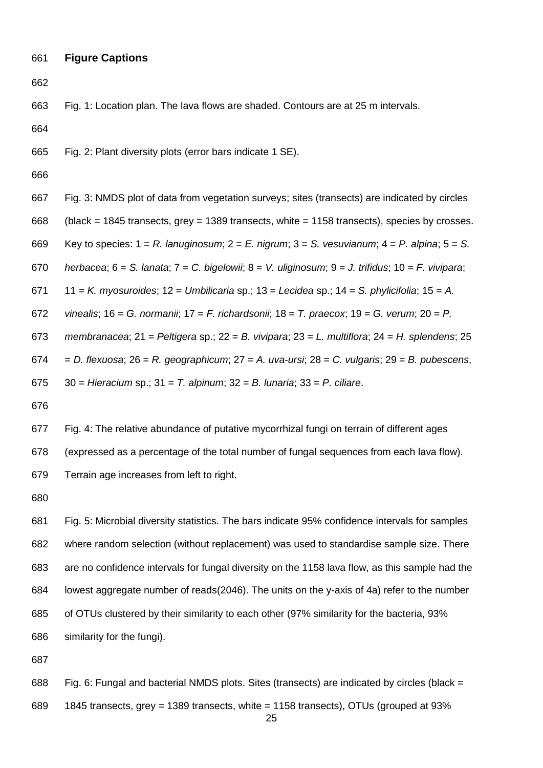## Figure Captions

Fig. 1: Location plan. The lava flows are shaded. Contours are at 25 m intervals.

Fig. 2: Plant diversity plots (error bars indicate 1 SE).

Fig. 3: NMDS plot of data from vegetation surveys; sites (transects) are indicated by circles (black = 1845 transects, grey = 1389 transects, white = 1158 transects), species by crosses. Key to species: 1 = *R. lanuginosum*; 2 = *E. nigrum*; 3 = *S. vesuvianum*; 4 = *P. alpina*; 5 = *S. herbacea*; 6 = *S. lanata*; 7 = *C. bigelowii*; 8 = *V. uliginosum*; 9 = *J. trifidus*; 10 = *F. vivipara*; 11 = *K. myosuroides*; 12 = *Umbilicaria* sp.; 13 = *Lecidea* sp.; 14 = *S. phylicifolia*; 15 = *A. vinealis*; 16 = *G. normanii*; 17 = *F. richardsonii*; 18 = *T. praecox*; 19 = *G. verum*; 20 = *P. membranacea*; 21 = *Peltigera* sp.; 22 = *B. vivipara*; 23 = *L. multiflora*; 24 = *H. splendens*; 25 = *D. flexuosa*; 26 = *R. geographicum*; 27 = *A. uva-ursi*; 28 = *C. vulgaris*; 29 = *B. pubescens*, 30 = *Hieracium* sp.; 31 = *T. alpinum*; 32 = *B. lunaria*; 33 = *P. ciliare*.

Fig. 4: The relative abundance of putative mycorrhizal fungi on terrain of different ages (expressed as a percentage of the total number of fungal sequences from each lava flow). Terrain age increases from left to right.

Fig. 5: Microbial diversity statistics. The bars indicate 95% confidence intervals for samples where random selection (without replacement) was used to standardise sample size. There are no confidence intervals for fungal diversity on the 1158 lava flow, as this sample had the lowest aggregate number of reads(2046). The units on the y-axis of 4a) refer to the number of OTUs clustered by their similarity to each other (97% similarity for the bacteria, 93% similarity for the fungi).

Fig. 6: Fungal and bacterial NMDS plots. Sites (transects) are indicated by circles (black = 1845 transects, grey = 1389 transects, white = 1158 transects), OTUs (grouped at 93%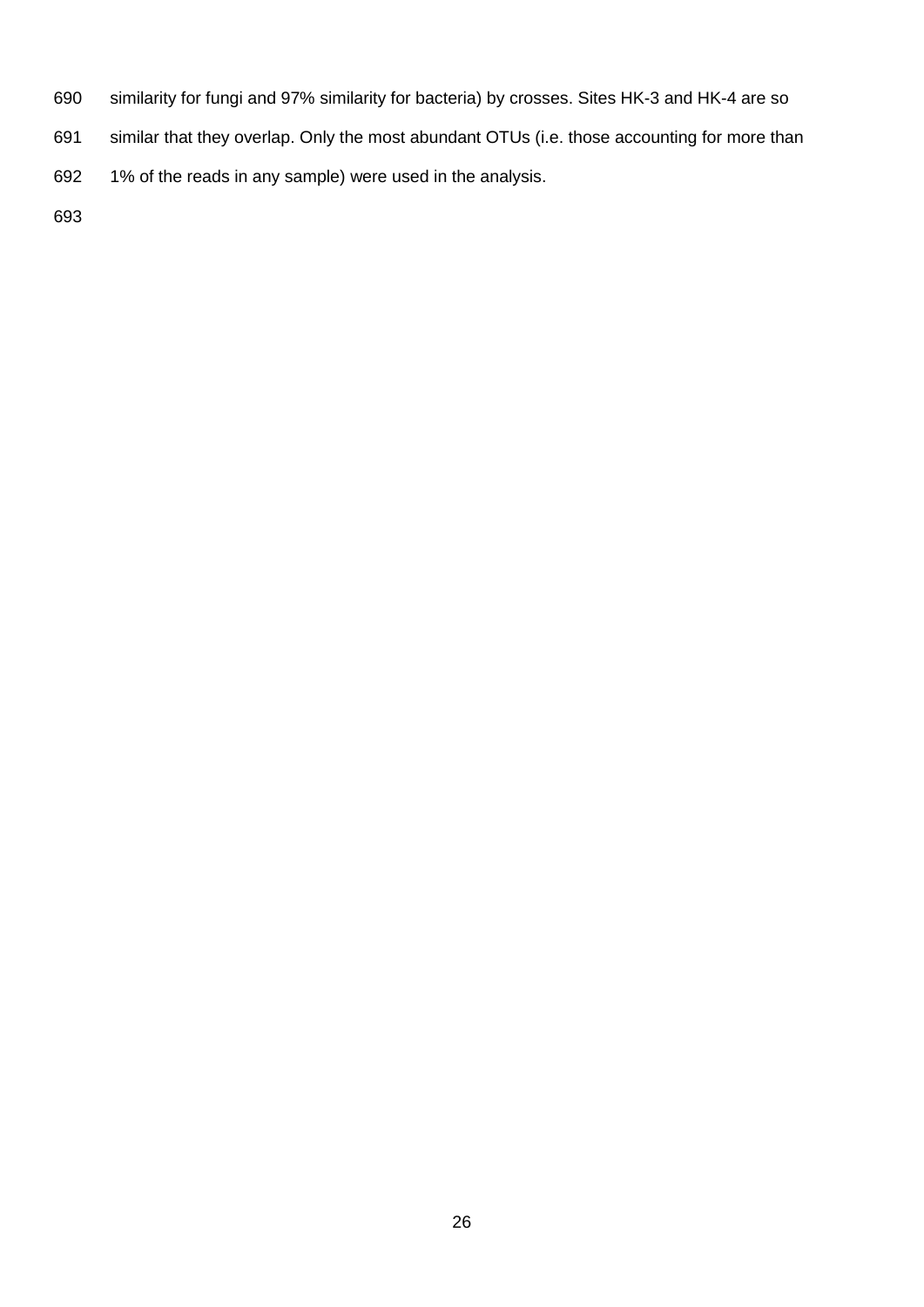similarity for fungi and 97% similarity for bacteria) by crosses. Sites HK-3 and HK-4 are so similar that they overlap. Only the most abundant OTUs (i.e. those accounting for more than 1% of the reads in any sample) were used in the analysis.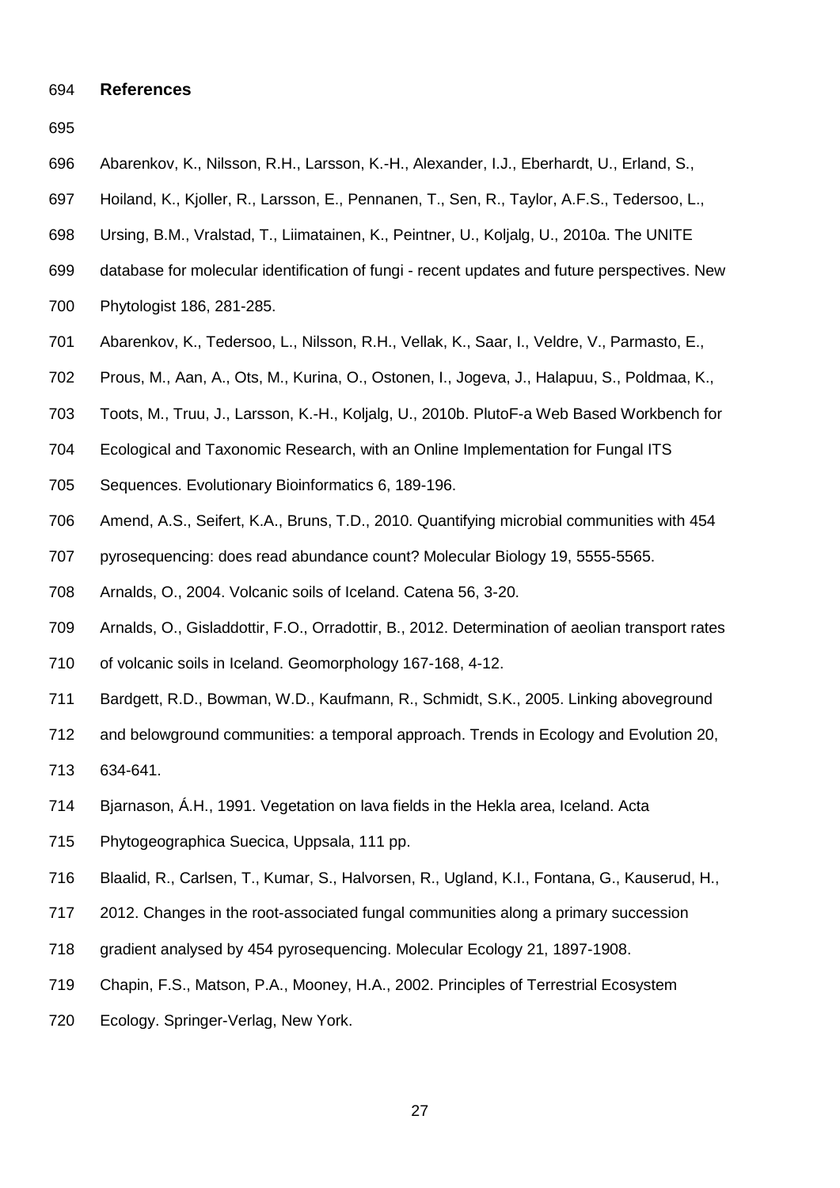## References

Abarenkov, K., Nilsson, R.H., Larsson, K.-H., Alexander, I.J., Eberhardt, U., Erland, S., Hoiland, K., Kjoller, R., Larsson, E., Pennanen, T., Sen, R., Taylor, A.F.S., Tedersoo, L., Ursing, B.M., Vralstad, T., Liimatainen, K., Peintner, U., Koljalg, U., 2010a. The UNITE database for molecular identification of fungi - recent updates and future perspectives. New Phytologist 186, 281-285.

Abarenkov, K., Tedersoo, L., Nilsson, R.H., Vellak, K., Saar, I., Veldre, V., Parmasto, E., Prous, M., Aan, A., Ots, M., Kurina, O., Ostonen, I., Jogeva, J., Halapuu, S., Poldmaa, K., Toots, M., Truu, J., Larsson, K.-H., Koljalg, U., 2010b. PlutoF-a Web Based Workbench for Ecological and Taxonomic Research, with an Online Implementation for Fungal ITS Sequences. Evolutionary Bioinformatics 6, 189-196.

Amend, A.S., Seifert, K.A., Bruns, T.D., 2010. Quantifying microbial communities with 454 pyrosequencing: does read abundance count? Molecular Biology 19, 5555-5565.

Arnalds, O., 2004. Volcanic soils of Iceland. Catena 56, 3-20.

Arnalds, O., Gisladdottir, F.O., Orradottir, B., 2012. Determination of aeolian transport rates of volcanic soils in Iceland. Geomorphology 167-168, 4-12.

Bardgett, R.D., Bowman, W.D., Kaufmann, R., Schmidt, S.K., 2005. Linking aboveground and belowground communities: a temporal approach. Trends in Ecology and Evolution 20, 634-641.

Bjarnason, Á.H., 1991. Vegetation on lava fields in the Hekla area, Iceland. Acta Phytogeographica Suecica, Uppsala, 111 pp.

Blaalid, R., Carlsen, T., Kumar, S., Halvorsen, R., Ugland, K.I., Fontana, G., Kauserud, H., 2012. Changes in the root-associated fungal communities along a primary succession gradient analysed by 454 pyrosequencing. Molecular Ecology 21, 1897-1908.

Chapin, F.S., Matson, P.A., Mooney, H.A., 2002. Principles of Terrestrial Ecosystem Ecology. Springer-Verlag, New York.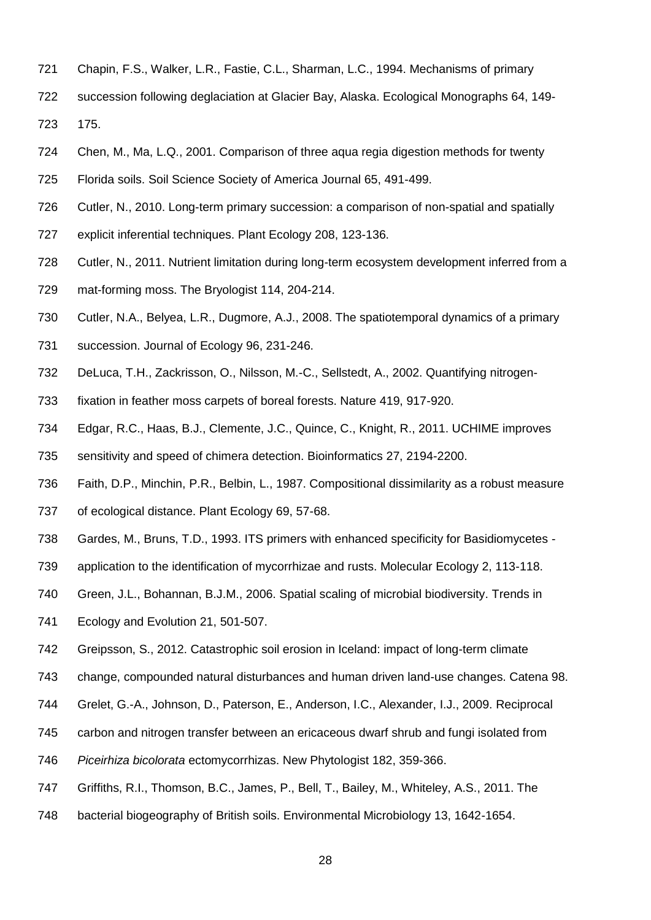Chapin, F.S., Walker, L.R., Fastie, C.L., Sharman, L.C., 1994. Mechanisms of primary succession following deglaciation at Glacier Bay, Alaska. Ecological Monographs 64, 149-175.

Chen, M., Ma, L.Q., 2001. Comparison of three aqua regia digestion methods for twenty Florida soils. Soil Science Society of America Journal 65, 491-499.

Cutler, N., 2010. Long-term primary succession: a comparison of non-spatial and spatially explicit inferential techniques. Plant Ecology 208, 123-136.

Cutler, N., 2011. Nutrient limitation during long-term ecosystem development inferred from a mat-forming moss. The Bryologist 114, 204-214.

Cutler, N.A., Belyea, L.R., Dugmore, A.J., 2008. The spatiotemporal dynamics of a primary succession. Journal of Ecology 96, 231-246.

DeLuca, T.H., Zackrisson, O., Nilsson, M.-C., Sellstedt, A., 2002. Quantifying nitrogen-fixation in feather moss carpets of boreal forests. Nature 419, 917-920.

Edgar, R.C., Haas, B.J., Clemente, J.C., Quince, C., Knight, R., 2011. UCHIME improves sensitivity and speed of chimera detection. Bioinformatics 27, 2194-2200.

Faith, D.P., Minchin, P.R., Belbin, L., 1987. Compositional dissimilarity as a robust measure of ecological distance. Plant Ecology 69, 57-68.

Gardes, M., Bruns, T.D., 1993. ITS primers with enhanced specificity for Basidiomycetes - application to the identification of mycorrhizae and rusts. Molecular Ecology 2, 113-118.

Green, J.L., Bohannan, B.J.M., 2006. Spatial scaling of microbial biodiversity. Trends in Ecology and Evolution 21, 501-507.

Greipsson, S., 2012. Catastrophic soil erosion in Iceland: impact of long-term climate change, compounded natural disturbances and human driven land-use changes. Catena 98.

Grelet, G.-A., Johnson, D., Paterson, E., Anderson, I.C., Alexander, I.J., 2009. Reciprocal carbon and nitrogen transfer between an ericaceous dwarf shrub and fungi isolated from *Piceirhiza bicolorata* ectomycorrhizas. New Phytologist 182, 359-366.

Griffiths, R.I., Thomson, B.C., James, P., Bell, T., Bailey, M., Whiteley, A.S., 2011. The bacterial biogeography of British soils. Environmental Microbiology 13, 1642-1654.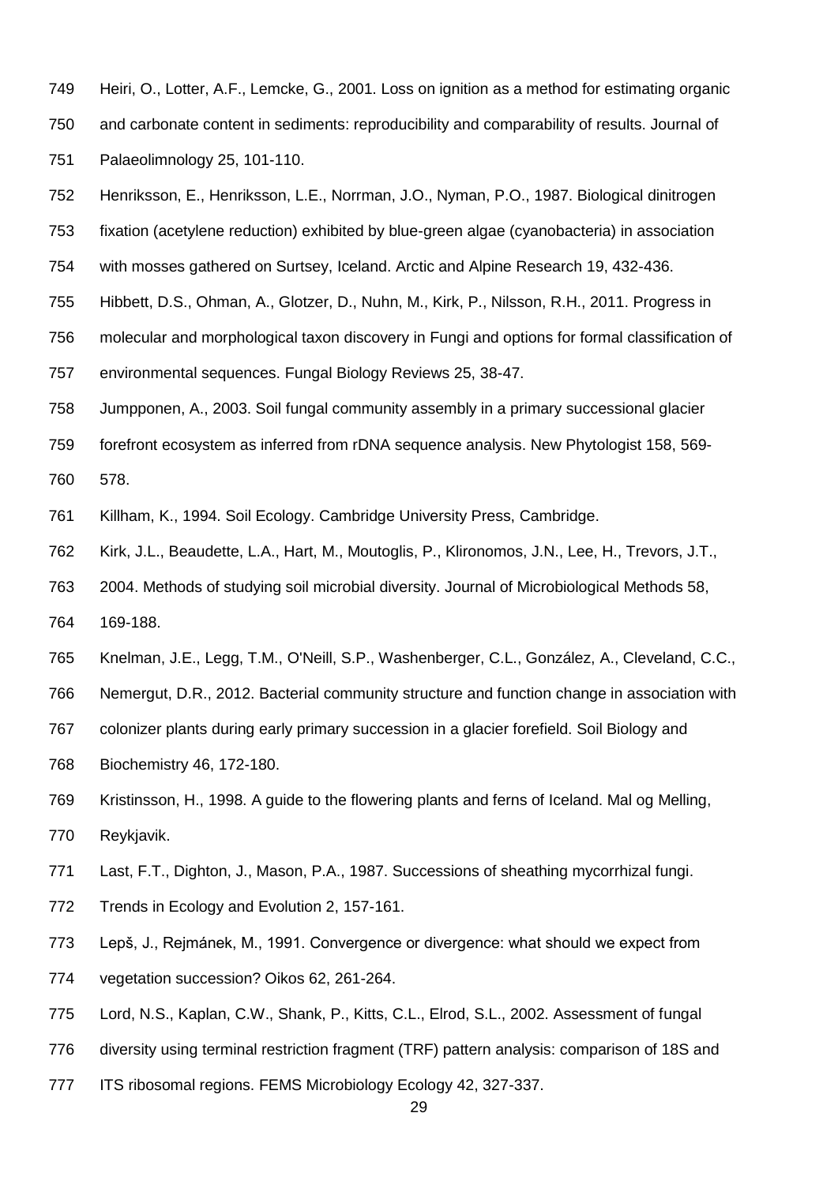Heiri, O., Lotter, A.F., Lemcke, G., 2001. Loss on ignition as a method for estimating organic and carbonate content in sediments: reproducibility and comparability of results. Journal of Palaeolimnology 25, 101-110.

Henriksson, E., Henriksson, L.E., Norrman, J.O., Nyman, P.O., 1987. Biological dinitrogen fixation (acetylene reduction) exhibited by blue-green algae (cyanobacteria) in association with mosses gathered on Surtsey, Iceland. Arctic and Alpine Research 19, 432-436.

Hibbett, D.S., Ohman, A., Glotzer, D., Nuhn, M., Kirk, P., Nilsson, R.H., 2011. Progress in molecular and morphological taxon discovery in Fungi and options for formal classification of environmental sequences. Fungal Biology Reviews 25, 38-47.

Jumpponen, A., 2003. Soil fungal community assembly in a primary successional glacier forefront ecosystem as inferred from rDNA sequence analysis. New Phytologist 158, 569-578.

Killham, K., 1994. Soil Ecology. Cambridge University Press, Cambridge.

Kirk, J.L., Beaudette, L.A., Hart, M., Moutoglis, P., Klironomos, J.N., Lee, H., Trevors, J.T., 2004. Methods of studying soil microbial diversity. Journal of Microbiological Methods 58, 169-188.

Knelman, J.E., Legg, T.M., O'Neill, S.P., Washenberger, C.L., González, A., Cleveland, C.C., Nemergut, D.R., 2012. Bacterial community structure and function change in association with colonizer plants during early primary succession in a glacier forefield. Soil Biology and Biochemistry 46, 172-180.

Kristinsson, H., 1998. A guide to the flowering plants and ferns of Iceland. Mal og Melling, Reykjavik.

Last, F.T., Dighton, J., Mason, P.A., 1987. Successions of sheathing mycorrhizal fungi. Trends in Ecology and Evolution 2, 157-161.

Lepš, J., Rejmánek, M., 1991. Convergence or divergence: what should we expect from vegetation succession? Oikos 62, 261-264.

Lord, N.S., Kaplan, C.W., Shank, P., Kitts, C.L., Elrod, S.L., 2002. Assessment of fungal diversity using terminal restriction fragment (TRF) pattern analysis: comparison of 18S and ITS ribosomal regions. FEMS Microbiology Ecology 42, 327-337.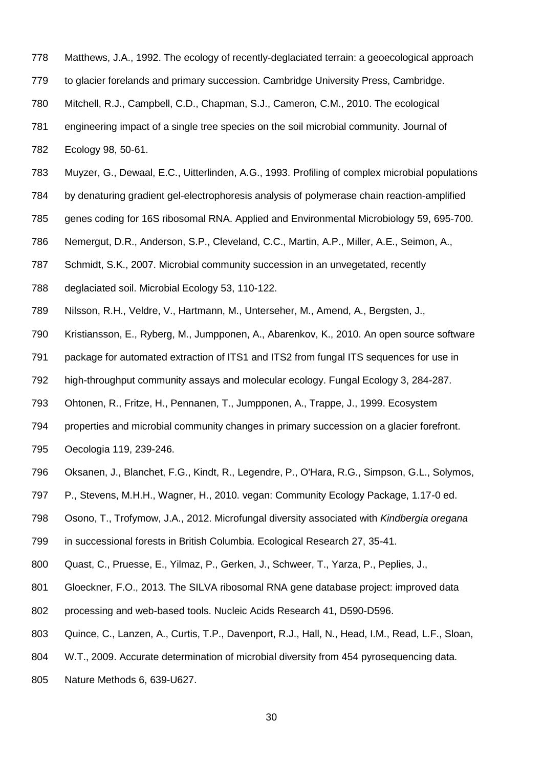Matthews, J.A., 1992. The ecology of recently-deglaciated terrain: a geoecological approach to glacier forelands and primary succession. Cambridge University Press, Cambridge.

Mitchell, R.J., Campbell, C.D., Chapman, S.J., Cameron, C.M., 2010. The ecological engineering impact of a single tree species on the soil microbial community. Journal of Ecology 98, 50-61.

Muyzer, G., Dewaal, E.C., Uitterlinden, A.G., 1993. Profiling of complex microbial populations by denaturing gradient gel-electrophoresis analysis of polymerase chain reaction-amplified genes coding for 16S ribosomal RNA. Applied and Environmental Microbiology 59, 695-700.

Nemergut, D.R., Anderson, S.P., Cleveland, C.C., Martin, A.P., Miller, A.E., Seimon, A., Schmidt, S.K., 2007. Microbial community succession in an unvegetated, recently deglaciated soil. Microbial Ecology 53, 110-122.

Nilsson, R.H., Veldre, V., Hartmann, M., Unterseher, M., Amend, A., Bergsten, J., Kristiansson, E., Ryberg, M., Jumpponen, A., Abarenkov, K., 2010. An open source software package for automated extraction of ITS1 and ITS2 from fungal ITS sequences for use in high-throughput community assays and molecular ecology. Fungal Ecology 3, 284-287.

Ohtonen, R., Fritze, H., Pennanen, T., Jumpponen, A., Trappe, J., 1999. Ecosystem properties and microbial community changes in primary succession on a glacier forefront. Oecologia 119, 239-246.

Oksanen, J., Blanchet, F.G., Kindt, R., Legendre, P., O'Hara, R.G., Simpson, G.L., Solymos, P., Stevens, M.H.H., Wagner, H., 2010. vegan: Community Ecology Package, 1.17-0 ed.

Osono, T., Trofymow, J.A., 2012. Microfungal diversity associated with *Kindbergia oregana* in successional forests in British Columbia. Ecological Research 27, 35-41.

Quast, C., Pruesse, E., Yilmaz, P., Gerken, J., Schweer, T., Yarza, P., Peplies, J., Gloeckner, F.O., 2013. The SILVA ribosomal RNA gene database project: improved data processing and web-based tools. Nucleic Acids Research 41, D590-D596.

Quince, C., Lanzen, A., Curtis, T.P., Davenport, R.J., Hall, N., Head, I.M., Read, L.F., Sloan, W.T., 2009. Accurate determination of microbial diversity from 454 pyrosequencing data. Nature Methods 6, 639-U627.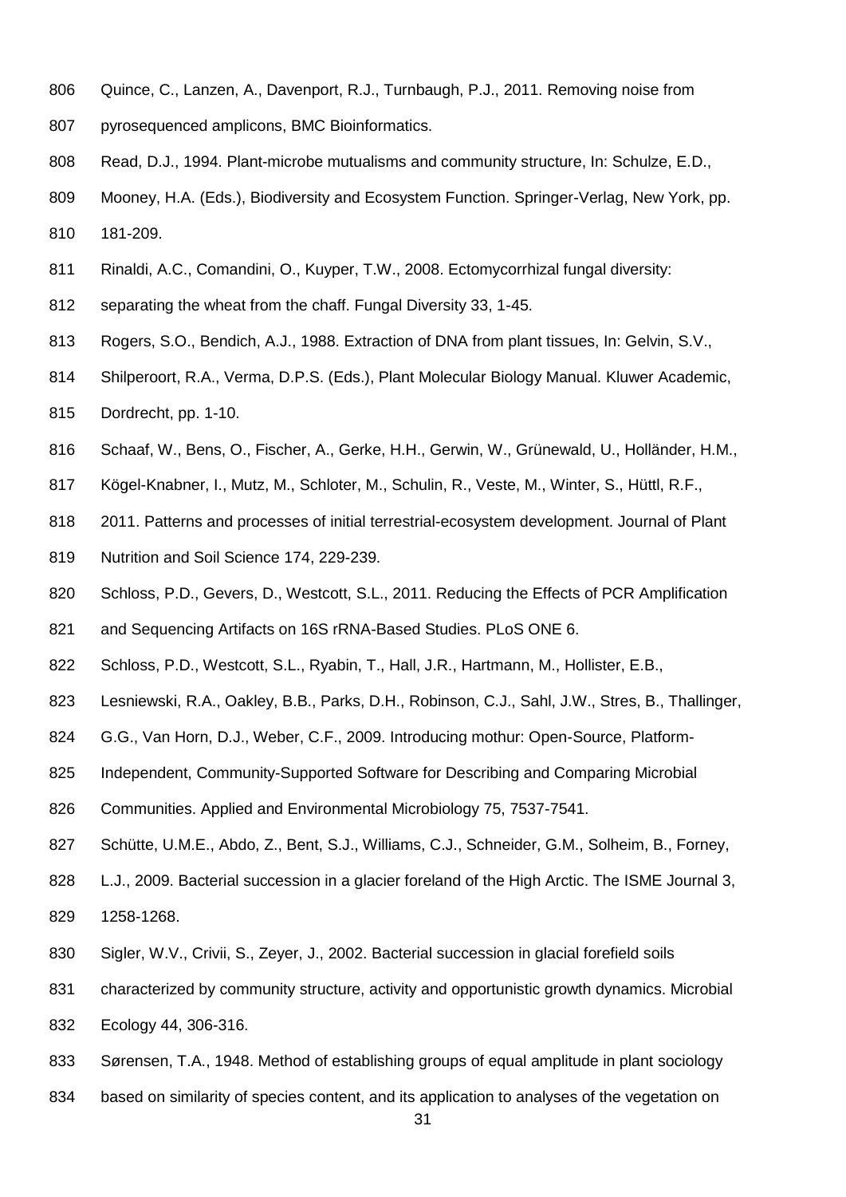Quince, C., Lanzen, A., Davenport, R.J., Turnbaugh, P.J., 2011. Removing noise from pyrosequenced amplicons, BMC Bioinformatics.

Read, D.J., 1994. Plant-microbe mutualisms and community structure, In: Schulze, E.D., Mooney, H.A. (Eds.), Biodiversity and Ecosystem Function. Springer-Verlag, New York, pp. 181-209.

Rinaldi, A.C., Comandini, O., Kuyper, T.W., 2008. Ectomycorrhizal fungal diversity: separating the wheat from the chaff. Fungal Diversity 33, 1-45.

Rogers, S.O., Bendich, A.J., 1988. Extraction of DNA from plant tissues, In: Gelvin, S.V., Shilperoort, R.A., Verma, D.P.S. (Eds.), Plant Molecular Biology Manual. Kluwer Academic, Dordrecht, pp. 1-10.

Schaaf, W., Bens, O., Fischer, A., Gerke, H.H., Gerwin, W., Grünewald, U., Holländer, H.M., Kögel-Knabner, I., Mutz, M., Schloter, M., Schulin, R., Veste, M., Winter, S., Hüttl, R.F., 2011. Patterns and processes of initial terrestrial-ecosystem development. Journal of Plant Nutrition and Soil Science 174, 229-239.

Schloss, P.D., Gevers, D., Westcott, S.L., 2011. Reducing the Effects of PCR Amplification and Sequencing Artifacts on 16S rRNA-Based Studies. PLoS ONE 6.

Schloss, P.D., Westcott, S.L., Ryabin, T., Hall, J.R., Hartmann, M., Hollister, E.B., Lesniewski, R.A., Oakley, B.B., Parks, D.H., Robinson, C.J., Sahl, J.W., Stres, B., Thallinger, G.G., Van Horn, D.J., Weber, C.F., 2009. Introducing mothur: Open-Source, Platform-Independent, Community-Supported Software for Describing and Comparing Microbial Communities. Applied and Environmental Microbiology 75, 7537-7541.

Schütte, U.M.E., Abdo, Z., Bent, S.J., Williams, C.J., Schneider, G.M., Solheim, B., Forney, L.J., 2009. Bacterial succession in a glacier foreland of the High Arctic. The ISME Journal 3, 1258-1268.

Sigler, W.V., Crivii, S., Zeyer, J., 2002. Bacterial succession in glacial forefield soils characterized by community structure, activity and opportunistic growth dynamics. Microbial Ecology 44, 306-316.

Sørensen, T.A., 1948. Method of establishing groups of equal amplitude in plant sociology based on similarity of species content, and its application to analyses of the vegetation on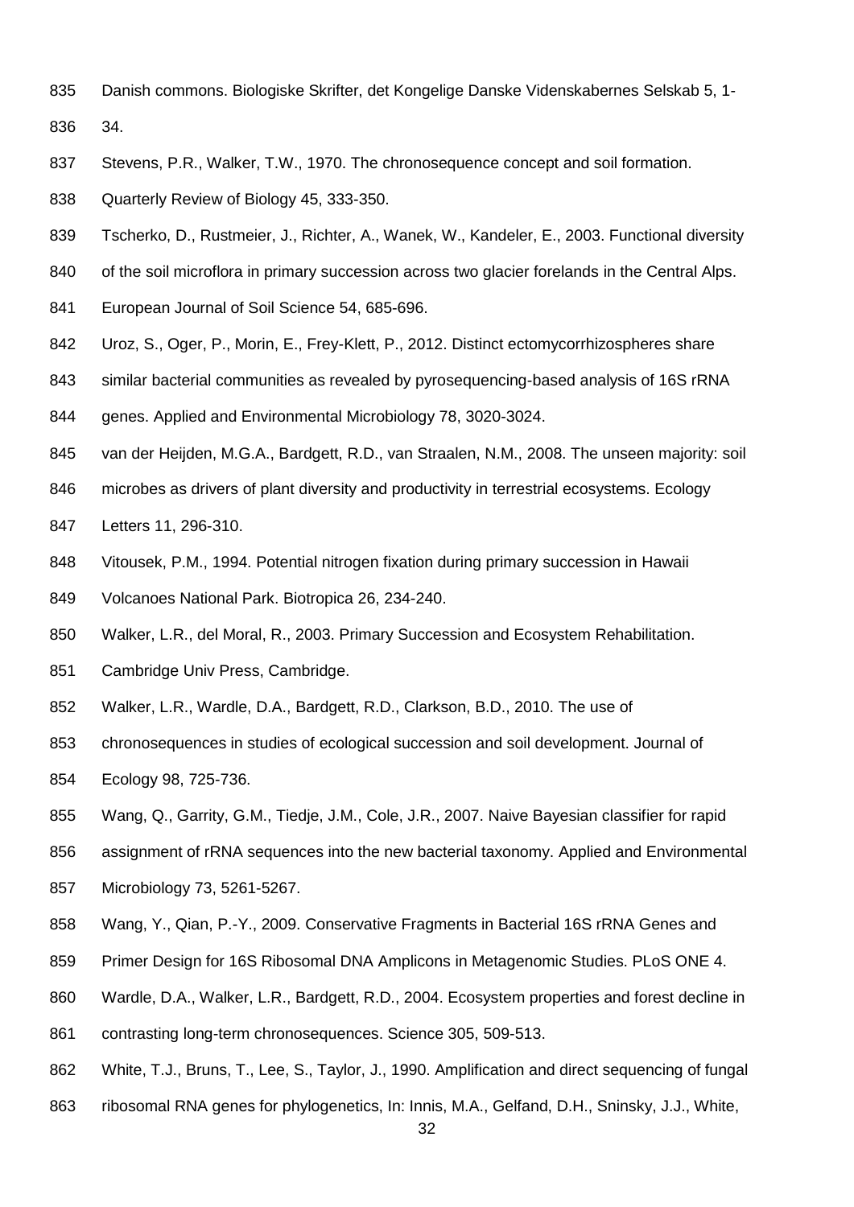Danish commons. Biologiske Skrifter, det Kongelige Danske Videnskabernes Selskab 5, 1-34.

Stevens, P.R., Walker, T.W., 1970. The chronosequence concept and soil formation. Quarterly Review of Biology 45, 333-350.

Tscherko, D., Rustmeier, J., Richter, A., Wanek, W., Kandeler, E., 2003. Functional diversity of the soil microflora in primary succession across two glacier forelands in the Central Alps. European Journal of Soil Science 54, 685-696.

Uroz, S., Oger, P., Morin, E., Frey-Klett, P., 2012. Distinct ectomycorrhizospheres share similar bacterial communities as revealed by pyrosequencing-based analysis of 16S rRNA genes. Applied and Environmental Microbiology 78, 3020-3024.

van der Heijden, M.G.A., Bardgett, R.D., van Straalen, N.M., 2008. The unseen majority: soil microbes as drivers of plant diversity and productivity in terrestrial ecosystems. Ecology Letters 11, 296-310.

Vitousek, P.M., 1994. Potential nitrogen fixation during primary succession in Hawaii Volcanoes National Park. Biotropica 26, 234-240.

Walker, L.R., del Moral, R., 2003. Primary Succession and Ecosystem Rehabilitation. Cambridge Univ Press, Cambridge.

Walker, L.R., Wardle, D.A., Bardgett, R.D., Clarkson, B.D., 2010. The use of chronosequences in studies of ecological succession and soil development. Journal of Ecology 98, 725-736.

Wang, Q., Garrity, G.M., Tiedje, J.M., Cole, J.R., 2007. Naive Bayesian classifier for rapid assignment of rRNA sequences into the new bacterial taxonomy. Applied and Environmental Microbiology 73, 5261-5267.

Wang, Y., Qian, P.-Y., 2009. Conservative Fragments in Bacterial 16S rRNA Genes and Primer Design for 16S Ribosomal DNA Amplicons in Metagenomic Studies. PLoS ONE 4.

Wardle, D.A., Walker, L.R., Bardgett, R.D., 2004. Ecosystem properties and forest decline in contrasting long-term chronosequences. Science 305, 509-513.

White, T.J., Bruns, T., Lee, S., Taylor, J., 1990. Amplification and direct sequencing of fungal ribosomal RNA genes for phylogenetics, In: Innis, M.A., Gelfand, D.H., Sninsky, J.J., White,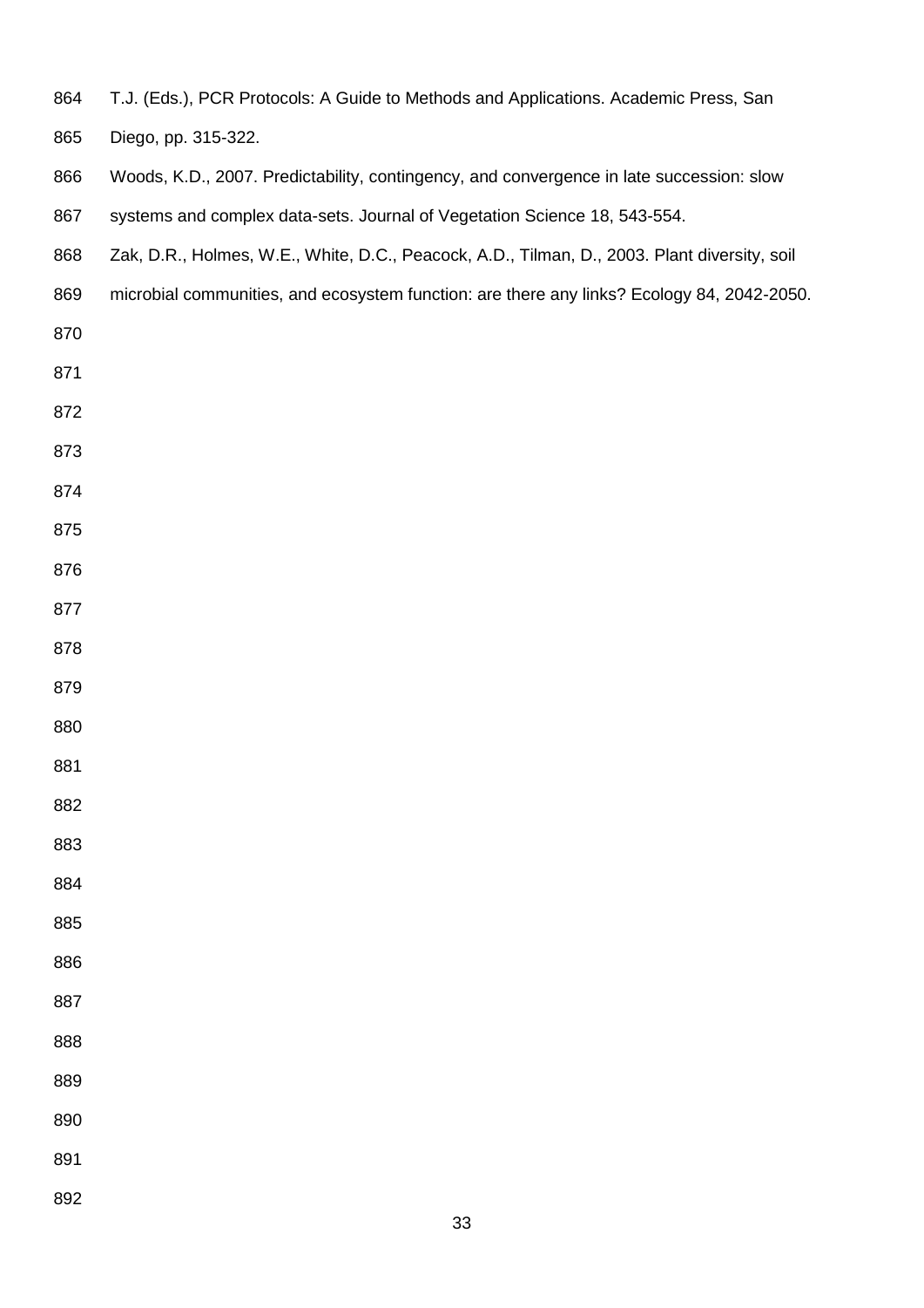T.J. (Eds.), PCR Protocols: A Guide to Methods and Applications. Academic Press, San Diego, pp. 315-322.

Woods, K.D., 2007. Predictability, contingency, and convergence in late succession: slow systems and complex data-sets. Journal of Vegetation Science 18, 543-554.

Zak, D.R., Holmes, W.E., White, D.C., Peacock, A.D., Tilman, D., 2003. Plant diversity, soil microbial communities, and ecosystem function: are there any links? Ecology 84, 2042-2050.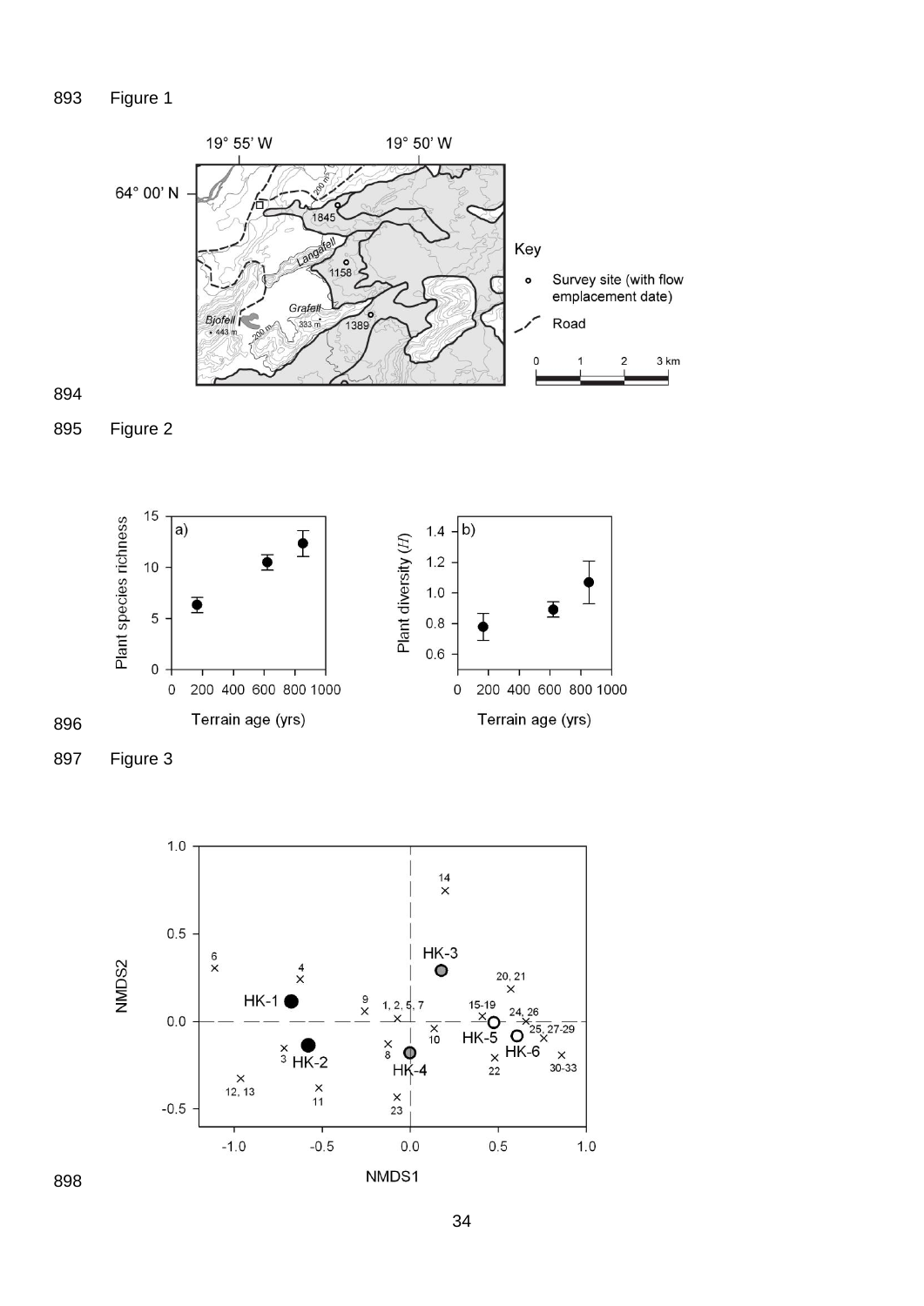Figure 1

Figure 2

Figure 3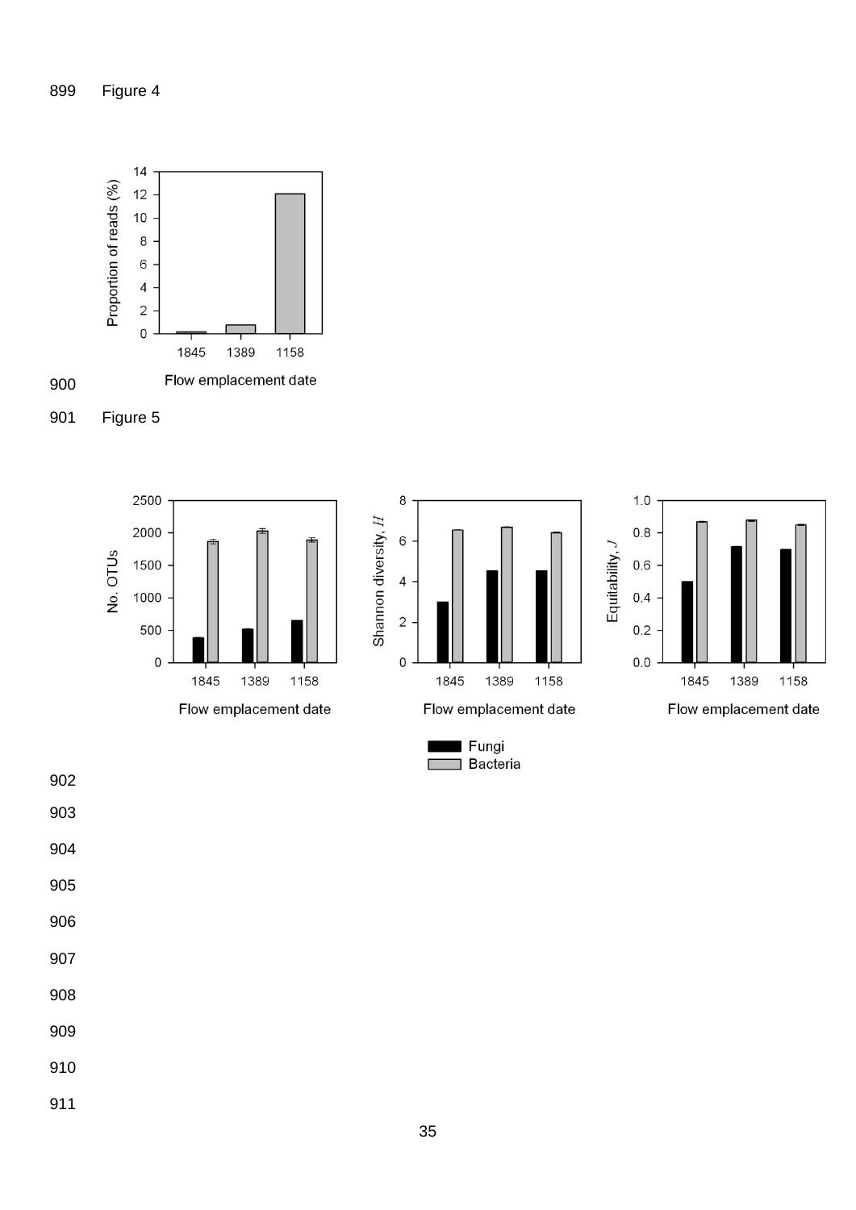Figure 4

Figure 5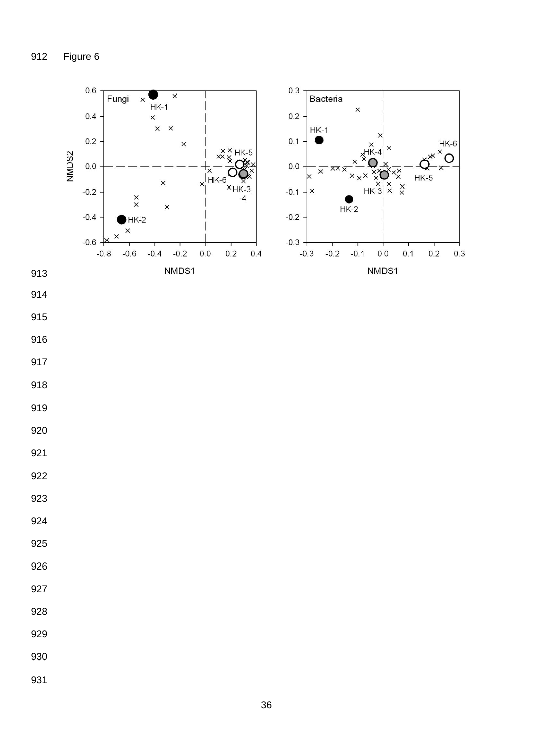Figure 6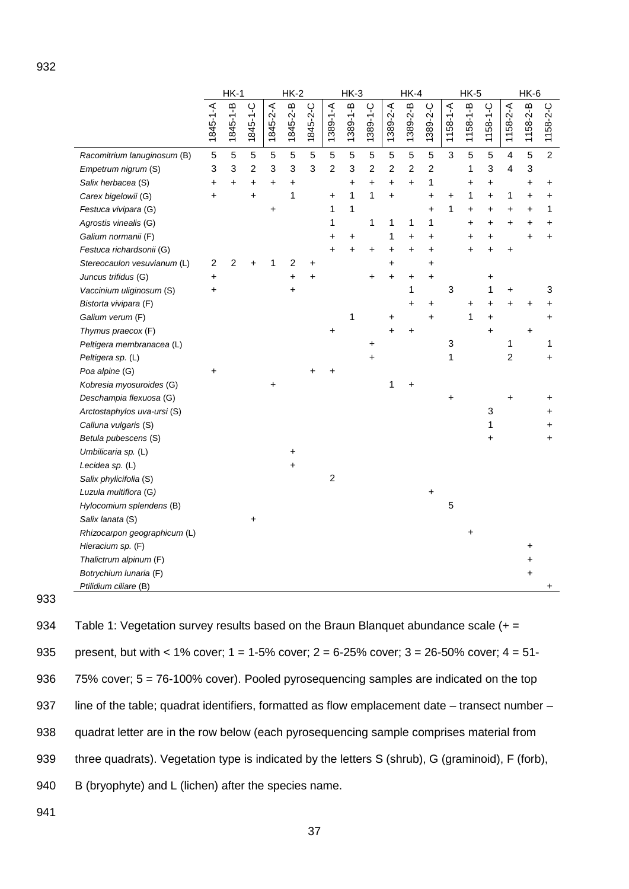| | HK-1 | | | HK-2 | | | HK-3 | | | HK-4 | | | HK-5 | | | HK-6 | | |
|---|---|---|---|---|---|---|---|---|---|---|---|---|---|---|---|---|---|---|
| | 1845-1-A | 1845-1-B | 1845-1-C | 1845-2-A | 1845-2-B | 1845-2-C | 1389-1-A | 1389-1-B | 1389-1-C | 1389-2-A | 1389-2-B | 1389-2-C | 1158-1-A | 1158-1-B | 1158-1-C | 1158-2-A | 1158-2-B | 1158-2-C |
| *Racomitrium lanuginosum* (B) | 5 | 5 | 5 | 5 | 5 | 5 | 5 | 5 | 5 | 5 | 5 | 5 | 3 | 5 | 5 | 4 | 5 | 2 |
| *Empetrum nigrum* (S) | 3 | 3 | 2 | 3 | 3 | 3 | 2 | 3 | 2 | 2 | 2 | 2 | | 1 | 3 | 4 | 3 | |
| *Salix herbacea* (S) | + | + | + | + | + | | | + | + | + | + | 1 | | + | + | | + | + |
| *Carex bigelowii* (G) | + | | + | | 1 | | + | 1 | 1 | + | | + | + | 1 | + | 1 | + | + |
| *Festuca vivipara* (G) | | | | + | | | 1 | 1 | | | | + | 1 | + | + | + | + | 1 |
| *Agrostis vinealis* (G) | | | | | | | 1 | | 1 | 1 | 1 | 1 | | + | + | + | + | + |
| *Galium normanii* (F) | | | | | | | + | + | | 1 | + | + | | + | + | | + | + |
| *Festuca richardsonii* (G) | | | | | | | + | + | + | + | + | + | | + | + | + | | |
| *Stereocaulon vesuvianum* (L) | 2 | 2 | + | 1 | 2 | + | | | | + | | + | | | | | | |
| *Juncus trifidus* (G) | + | | | | + | + | | | + | + | + | + | | | + | | | |
| *Vaccinium uliginosum* (S) | + | | | | + | | | | | | 1 | | 3 | | 1 | + | | 3 |
| *Bistorta vivipara* (F) | | | | | | | | | | | + | + | | + | + | + | + | + |
| *Galium verum* (F) | | | | | | | | 1 | | + | | + | | 1 | + | | | + |
| *Thymus praecox* (F) | | | | | | | + | | | + | + | | | | + | | + | |
| *Peltigera membranacea* (L) | | | | | | | | | + | | | | 3 | | | 1 | | 1 |
| *Peltigera sp.* (L) | | | | | | | | | + | | | | 1 | | | 2 | | + |
| *Poa alpine* (G) | + | | | | | + | + | | | | | | | | | | | |
| *Kobresia myosuroides* (G) | | | | + | | | | | | 1 | + | | | | | | | |
| *Deschampia flexuosa* (G) | | | | | | | | | | | | | + | | | + | | + |
| *Arctostaphylos uva-ursi* (S) | | | | | | | | | | | | | | | 3 | | | + |
| *Calluna vulgaris* (S) | | | | | | | | | | | | | | | 1 | | | + |
| *Betula pubescens* (S) | | | | | | | | | | | | | | | + | | | + |
| *Umbilicaria sp.* (L) | | | | | + | | | | | | | | | | | | | |
| *Lecidea sp.* (L) | | | | | + | | | | | | | | | | | | | |
| *Salix phylicifolia* (S) | | | | | | | 2 | | | | | | | | | | | |
| *Luzula multiflora* (G) | | | | | | | | | | | | + | | | | | | |
| *Hylocomium splendens* (B) | | | | | | | | | | | | | 5 | | | | | |
| *Salix lanata* (S) | | | + | | | | | | | | | | | | | | | |
| *Rhizocarpon geographicum* (L) | | | | | | | | | | | | | | + | | | | |
| *Hieracium sp.* (F) | | | | | | | | | | | | | | | | | + | |
| *Thalictrum alpinum* (F) | | | | | | | | | | | | | | | | | + | |
| *Botrychium lunaria* (F) | | | | | | | | | | | | | | | | | + | |
| *Ptilidium ciliare* (B) | | | | | | | | | | | | | | | | | | + |

Table 1: Vegetation survey results based on the Braun Blanquet abundance scale (+ = present, but with < 1% cover; 1 = 1-5% cover; 2 = 6-25% cover; 3 = 26-50% cover; 4 = 51-75% cover; 5 = 76-100% cover). Pooled pyrosequencing samples are indicated on the top line of the table; quadrat identifiers, formatted as flow emplacement date – transect number – quadrat letter are in the row below (each pyrosequencing sample comprises material from three quadrats). Vegetation type is indicated by the letters S (shrub), G (graminoid), F (forb), B (bryophyte) and L (lichen) after the species name.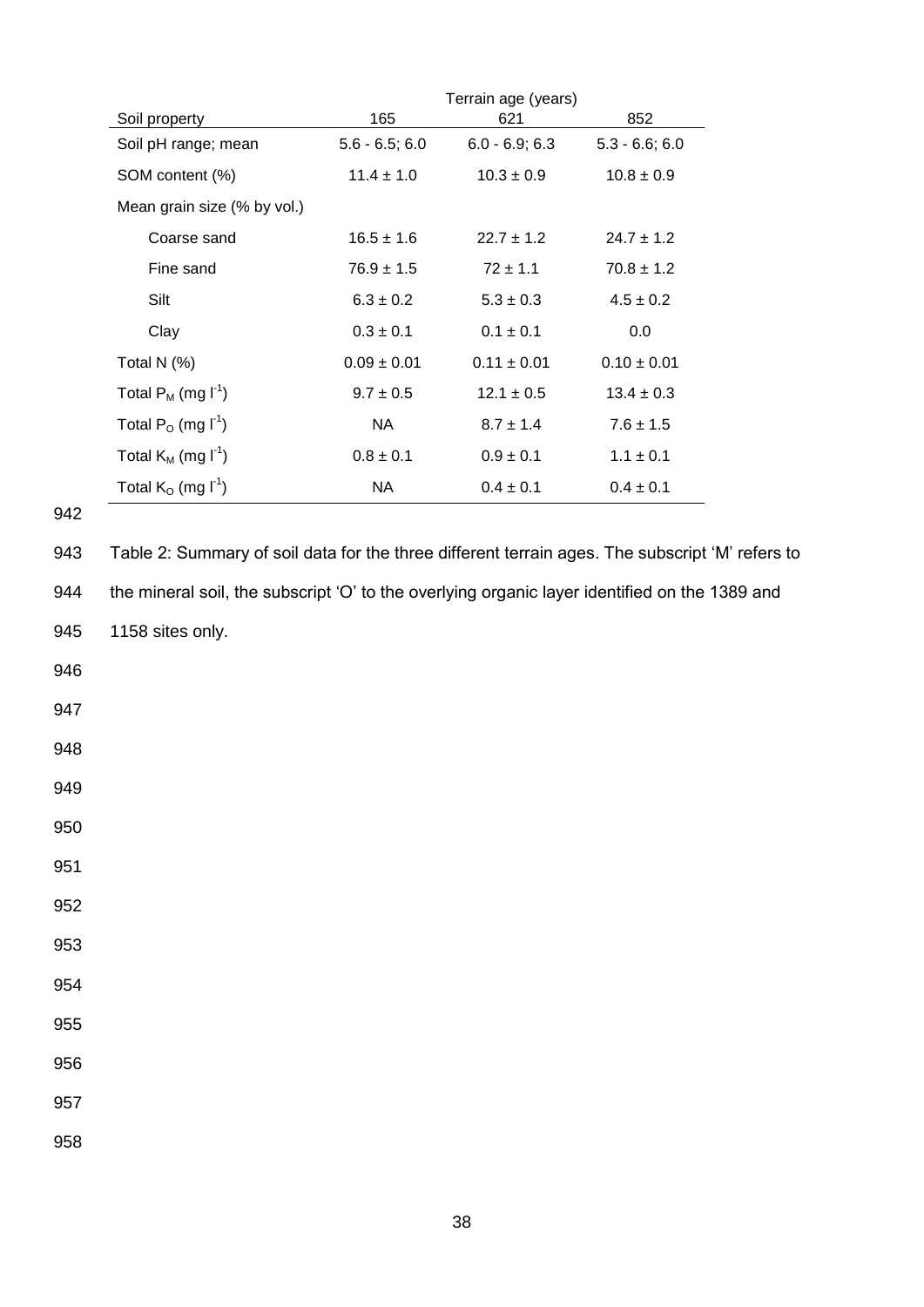| Soil property | Terrain age (years) 165 | 621 | 852 |
|---|---|---|---|
| Soil pH range; mean | 5.6 - 6.5; 6.0 | 6.0 - 6.9; 6.3 | 5.3 - 6.6; 6.0 |
| SOM content (%) | 11.4 ± 1.0 | 10.3 ± 0.9 | 10.8 ± 0.9 |
| Mean grain size (% by vol.) | | | |
| Coarse sand | 16.5 ± 1.6 | 22.7 ± 1.2 | 24.7 ± 1.2 |
| Fine sand | 76.9 ± 1.5 | 72 ± 1.1 | 70.8 ± 1.2 |
| Silt | 6.3 ± 0.2 | 5.3 ± 0.3 | 4.5 ± 0.2 |
| Clay | 0.3 ± 0.1 | 0.1 ± 0.1 | 0.0 |
| Total N (%) | 0.09 ± 0.01 | 0.11 ± 0.01 | 0.10 ± 0.01 |
| Total $P_M$ (mg $l^{-1}$) | 9.7 ± 0.5 | 12.1 ± 0.5 | 13.4 ± 0.3 |
| Total $P_O$ (mg $l^{-1}$) | NA | 8.7 ± 1.4 | 7.6 ± 1.5 |
| Total $K_M$ (mg $l^{-1}$) | 0.8 ± 0.1 | 0.9 ± 0.1 | 1.1 ± 0.1 |
| Total $K_O$ (mg $l^{-1}$) | NA | 0.4 ± 0.1 | 0.4 ± 0.1 |

Table 2: Summary of soil data for the three different terrain ages. The subscript 'M' refers to the mineral soil, the subscript 'O' to the overlying organic layer identified on the 1389 and 1158 sites only.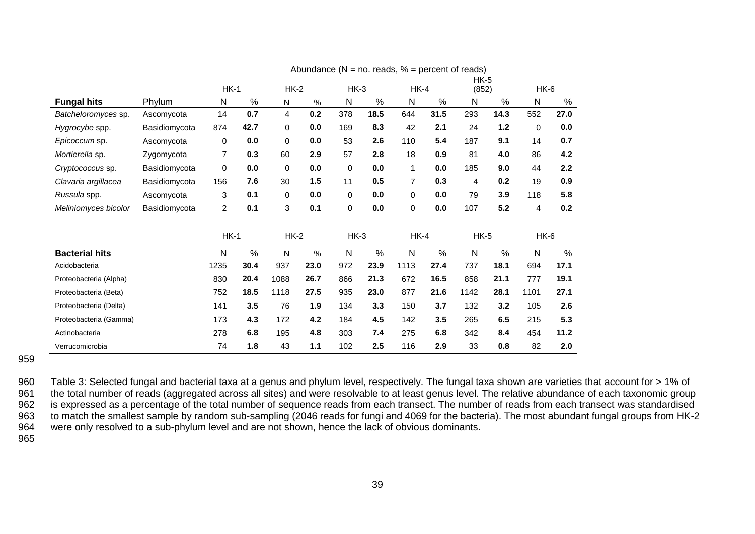| | | Abundance (N = no. reads, % = percent of reads) | | | | | | | | | | | |
|---|---|---|---|---|---|---|---|---|---|---|---|---|---|
| | | HK-1 | | HK-2 | | HK-3 | | HK-4 | | HK-5 (852) | | HK-6 | |
| **Fungal hits** | Phylum | N | % | N | % | N | % | N | % | N | % | N | % |
| *Batcheloromyces* sp. | Ascomycota | 14 | **0.7** | 4 | **0.2** | 378 | **18.5** | 644 | **31.5** | 293 | **14.3** | 552 | **27.0** |
| *Hygrocybe* spp. | Basidiomycota | 874 | **42.7** | 0 | **0.0** | 169 | **8.3** | 42 | **2.1** | 24 | **1.2** | 0 | **0.0** |
| *Epicoccum* sp. | Ascomycota | 0 | **0.0** | 0 | **0.0** | 53 | **2.6** | 110 | **5.4** | 187 | **9.1** | 14 | **0.7** |
| *Mortierella* sp. | Zygomycota | 7 | **0.3** | 60 | **2.9** | 57 | **2.8** | 18 | **0.9** | 81 | **4.0** | 86 | **4.2** |
| *Cryptococcus* sp. | Basidiomycota | 0 | **0.0** | 0 | **0.0** | 0 | **0.0** | 1 | **0.0** | 185 | **9.0** | 44 | **2.2** |
| *Clavaria argillacea* | Basidiomycota | 156 | **7.6** | 30 | **1.5** | 11 | **0.5** | 7 | **0.3** | 4 | **0.2** | 19 | **0.9** |
| *Russula* spp. | Ascomycota | 3 | **0.1** | 0 | **0.0** | 0 | **0.0** | 0 | **0.0** | 79 | **3.9** | 118 | **5.8** |
| *Meliniomyces bicolor* | Basidiomycota | 2 | **0.1** | 3 | **0.1** | 0 | **0.0** | 0 | **0.0** | 107 | **5.2** | 4 | **0.2** |

| | HK-1 | | HK-2 | | HK-3 | | HK-4 | | HK-5 | | HK-6 | |
|---|---|---|---|---|---|---|---|---|---|---|---|---|
| **Bacterial hits** | N | % | N | % | N | % | N | % | N | % | N | % |
| Acidobacteria | 1235 | **30.4** | 937 | **23.0** | 972 | **23.9** | 1113 | **27.4** | 737 | **18.1** | 694 | **17.1** |
| Proteobacteria (Alpha) | 830 | **20.4** | 1088 | **26.7** | 866 | **21.3** | 672 | **16.5** | 858 | **21.1** | 777 | **19.1** |
| Proteobacteria (Beta) | 752 | **18.5** | 1118 | **27.5** | 935 | **23.0** | 877 | **21.6** | 1142 | **28.1** | 1101 | **27.1** |
| Proteobacteria (Delta) | 141 | **3.5** | 76 | **1.9** | 134 | **3.3** | 150 | **3.7** | 132 | **3.2** | 105 | **2.6** |
| Proteobacteria (Gamma) | 173 | **4.3** | 172 | **4.2** | 184 | **4.5** | 142 | **3.5** | 265 | **6.5** | 215 | **5.3** |
| Actinobacteria | 278 | **6.8** | 195 | **4.8** | 303 | **7.4** | 275 | **6.8** | 342 | **8.4** | 454 | **11.2** |
| Verrucomicrobia | 74 | **1.8** | 43 | **1.1** | 102 | **2.5** | 116 | **2.9** | 33 | **0.8** | 82 | **2.0** |

Table 3: Selected fungal and bacterial taxa at a genus and phylum level, respectively. The fungal taxa shown are varieties that account for > 1% of the total number of reads (aggregated across all sites) and were resolvable to at least genus level. The relative abundance of each taxonomic group is expressed as a percentage of the total number of sequence reads from each transect. The number of reads from each transect was standardised to match the smallest sample by random sub-sampling (2046 reads for fungi and 4069 for the bacteria). The most abundant fungal groups from HK-2 were only resolved to a sub-phylum level and are not shown, hence the lack of obvious dominants.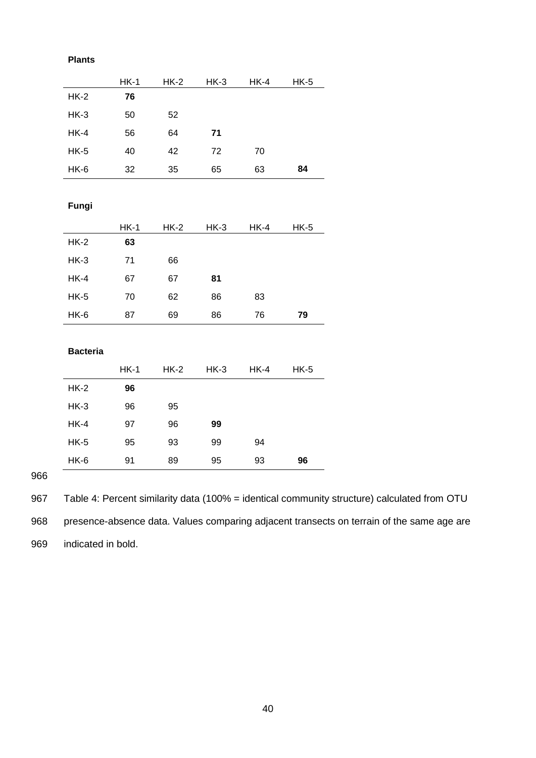**Plants**

| | HK-1 | HK-2 | HK-3 | HK-4 | HK-5 |
|---|---|---|---|---|---|
| HK-2 | **76** | | | | |
| HK-3 | 50 | 52 | | | |
| HK-4 | 56 | 64 | **71** | | |
| HK-5 | 40 | 42 | 72 | 70 | |
| HK-6 | 32 | 35 | 65 | 63 | **84** |

**Fungi**

| | HK-1 | HK-2 | HK-3 | HK-4 | HK-5 |
|---|---|---|---|---|---|
| HK-2 | **63** | | | | |
| HK-3 | 71 | 66 | | | |
| HK-4 | 67 | 67 | **81** | | |
| HK-5 | 70 | 62 | 86 | 83 | |
| HK-6 | 87 | 69 | 86 | 76 | **79** |

**Bacteria**

| | HK-1 | HK-2 | HK-3 | HK-4 | HK-5 |
|---|---|---|---|---|---|
| HK-2 | **96** | | | | |
| HK-3 | 96 | 95 | | | |
| HK-4 | 97 | 96 | **99** | | |
| HK-5 | 95 | 93 | 99 | 94 | |
| HK-6 | 91 | 89 | 95 | 93 | **96** |

Table 4: Percent similarity data (100% = identical community structure) calculated from OTU presence-absence data. Values comparing adjacent transects on terrain of the same age are indicated in bold.